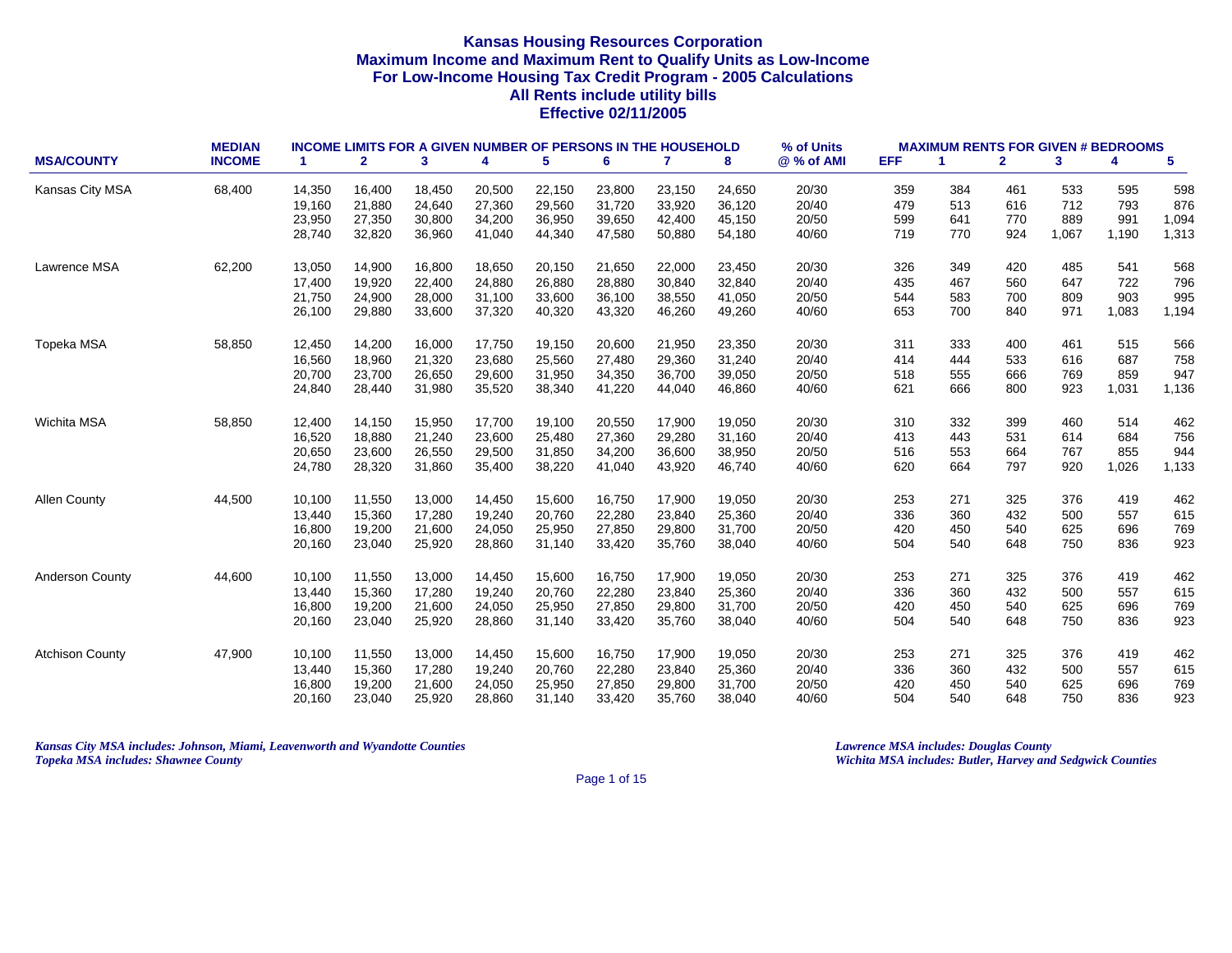# Kansas Housing Resources Corporation
## Maximum Income and Maximum Rent to Qualify Units as Low-Income
## For Low-Income Housing Tax Credit Program - 2005 Calculations
## All Rents include utility bills
## Effective 02/11/2005

| MSA/COUNTY | MEDIAN INCOME | INCOME LIMITS FOR A GIVEN NUMBER OF PERSONS IN THE HOUSEHOLD | | | | | | | | % of Units @ % of AMI | MAXIMUM RENTS FOR GIVEN # BEDROOMS | | | | | |
|---|---|---|---|---|---|---|---|---|---|---|---|---|---|---|---|---|
| | | 1 | 2 | 3 | 4 | 5 | 6 | 7 | 8 | | EFF | 1 | 2 | 3 | 4 | 5 |
| Kansas City MSA | 68,400 | 14,350 | 16,400 | 18,450 | 20,500 | 22,150 | 23,800 | 23,150 | 24,650 | 20/30 | 359 | 384 | 461 | 533 | 595 | 598 |
| | | 19,160 | 21,880 | 24,640 | 27,360 | 29,560 | 31,720 | 33,920 | 36,120 | 20/40 | 479 | 513 | 616 | 712 | 793 | 876 |
| | | 23,950 | 27,350 | 30,800 | 34,200 | 36,950 | 39,650 | 42,400 | 45,150 | 20/50 | 599 | 641 | 770 | 889 | 991 | 1,094 |
| | | 28,740 | 32,820 | 36,960 | 41,040 | 44,340 | 47,580 | 50,880 | 54,180 | 40/60 | 719 | 770 | 924 | 1,067 | 1,190 | 1,313 |
| Lawrence MSA | 62,200 | 13,050 | 14,900 | 16,800 | 18,650 | 20,150 | 21,650 | 22,000 | 23,450 | 20/30 | 326 | 349 | 420 | 485 | 541 | 568 |
| | | 17,400 | 19,920 | 22,400 | 24,880 | 26,880 | 28,880 | 30,840 | 32,840 | 20/40 | 435 | 467 | 560 | 647 | 722 | 796 |
| | | 21,750 | 24,900 | 28,000 | 31,100 | 33,600 | 36,100 | 38,550 | 41,050 | 20/50 | 544 | 583 | 700 | 809 | 903 | 995 |
| | | 26,100 | 29,880 | 33,600 | 37,320 | 40,320 | 43,320 | 46,260 | 49,260 | 40/60 | 653 | 700 | 840 | 971 | 1,083 | 1,194 |
| Topeka MSA | 58,850 | 12,450 | 14,200 | 16,000 | 17,750 | 19,150 | 20,600 | 21,950 | 23,350 | 20/30 | 311 | 333 | 400 | 461 | 515 | 566 |
| | | 16,560 | 18,960 | 21,320 | 23,680 | 25,560 | 27,480 | 29,360 | 31,240 | 20/40 | 414 | 444 | 533 | 616 | 687 | 758 |
| | | 20,700 | 23,700 | 26,650 | 29,600 | 31,950 | 34,350 | 36,700 | 39,050 | 20/50 | 518 | 555 | 666 | 769 | 859 | 947 |
| | | 24,840 | 28,440 | 31,980 | 35,520 | 38,340 | 41,220 | 44,040 | 46,860 | 40/60 | 621 | 666 | 800 | 923 | 1,031 | 1,136 |
| Wichita MSA | 58,850 | 12,400 | 14,150 | 15,950 | 17,700 | 19,100 | 20,550 | 17,900 | 19,050 | 20/30 | 310 | 332 | 399 | 460 | 514 | 462 |
| | | 16,520 | 18,880 | 21,240 | 23,600 | 25,480 | 27,360 | 29,280 | 31,160 | 20/40 | 413 | 443 | 531 | 614 | 684 | 756 |
| | | 20,650 | 23,600 | 26,550 | 29,500 | 31,850 | 34,200 | 36,600 | 38,950 | 20/50 | 516 | 553 | 664 | 767 | 855 | 944 |
| | | 24,780 | 28,320 | 31,860 | 35,400 | 38,220 | 41,040 | 43,920 | 46,740 | 40/60 | 620 | 664 | 797 | 920 | 1,026 | 1,133 |
| Allen County | 44,500 | 10,100 | 11,550 | 13,000 | 14,450 | 15,600 | 16,750 | 17,900 | 19,050 | 20/30 | 253 | 271 | 325 | 376 | 419 | 462 |
| | | 13,440 | 15,360 | 17,280 | 19,240 | 20,760 | 22,280 | 23,840 | 25,360 | 20/40 | 336 | 360 | 432 | 500 | 557 | 615 |
| | | 16,800 | 19,200 | 21,600 | 24,050 | 25,950 | 27,850 | 29,800 | 31,700 | 20/50 | 420 | 450 | 540 | 625 | 696 | 769 |
| | | 20,160 | 23,040 | 25,920 | 28,860 | 31,140 | 33,420 | 35,760 | 38,040 | 40/60 | 504 | 540 | 648 | 750 | 836 | 923 |
| Anderson County | 44,600 | 10,100 | 11,550 | 13,000 | 14,450 | 15,600 | 16,750 | 17,900 | 19,050 | 20/30 | 253 | 271 | 325 | 376 | 419 | 462 |
| | | 13,440 | 15,360 | 17,280 | 19,240 | 20,760 | 22,280 | 23,840 | 25,360 | 20/40 | 336 | 360 | 432 | 500 | 557 | 615 |
| | | 16,800 | 19,200 | 21,600 | 24,050 | 25,950 | 27,850 | 29,800 | 31,700 | 20/50 | 420 | 450 | 540 | 625 | 696 | 769 |
| | | 20,160 | 23,040 | 25,920 | 28,860 | 31,140 | 33,420 | 35,760 | 38,040 | 40/60 | 504 | 540 | 648 | 750 | 836 | 923 |
| Atchison County | 47,900 | 10,100 | 11,550 | 13,000 | 14,450 | 15,600 | 16,750 | 17,900 | 19,050 | 20/30 | 253 | 271 | 325 | 376 | 419 | 462 |
| | | 13,440 | 15,360 | 17,280 | 19,240 | 20,760 | 22,280 | 23,840 | 25,360 | 20/40 | 336 | 360 | 432 | 500 | 557 | 615 |
| | | 16,800 | 19,200 | 21,600 | 24,050 | 25,950 | 27,850 | 29,800 | 31,700 | 20/50 | 420 | 450 | 540 | 625 | 696 | 769 |
| | | 20,160 | 23,040 | 25,920 | 28,860 | 31,140 | 33,420 | 35,760 | 38,040 | 40/60 | 504 | 540 | 648 | 750 | 836 | 923 |

*Kansas City MSA includes: Johnson, Miami, Leavenworth and Wyandotte Counties*
*Topeka MSA includes: Shawnee County*
*Lawrence MSA includes: Douglas County*
*Wichita MSA includes: Butler, Harvey and Sedgwick Counties*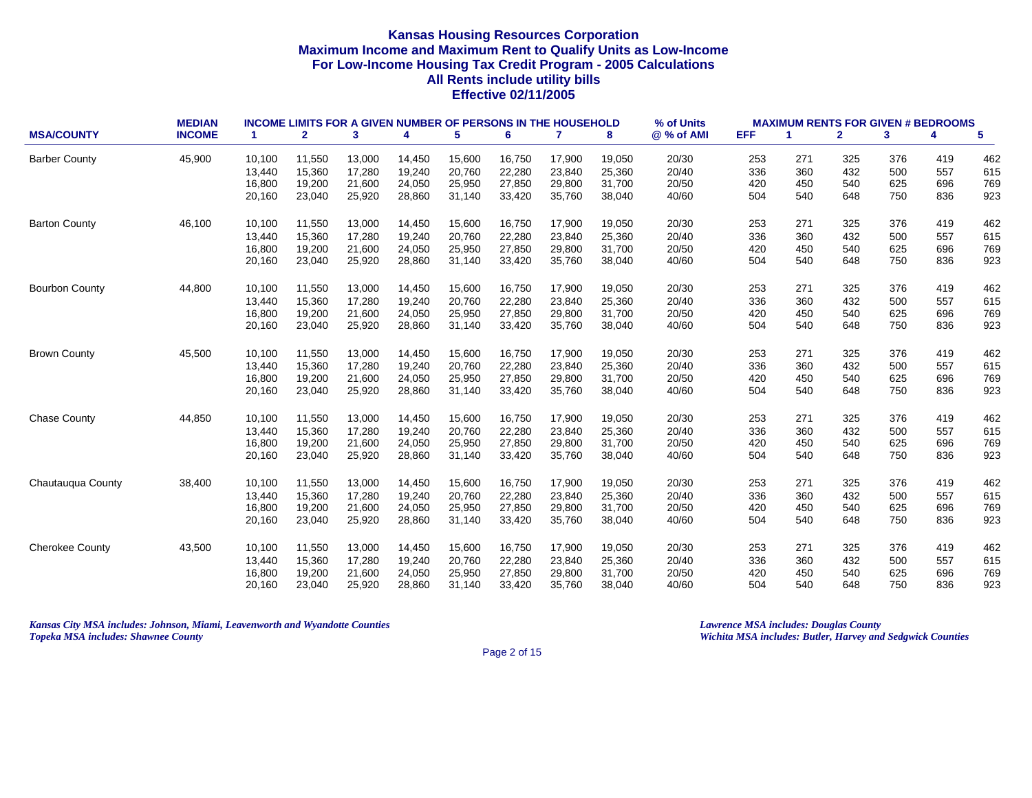## Kansas Housing Resources Corporation
## Maximum Income and Maximum Rent to Qualify Units as Low-Income
## For Low-Income Housing Tax Credit Program - 2005 Calculations
## All Rents include utility bills
## Effective 02/11/2005

| MSA/COUNTY | MEDIAN INCOME | INCOME LIMITS FOR A GIVEN NUMBER OF PERSONS IN THE HOUSEHOLD | | | | | | | | % of Units @ % of AMI | MAXIMUM RENTS FOR GIVEN # BEDROOMS | | | | | |
|---|---|---|---|---|---|---|---|---|---|---|---|---|---|---|---|---|
| | | 1 | 2 | 3 | 4 | 5 | 6 | 7 | 8 | | EFF | 1 | 2 | 3 | 4 | 5 |
| Barber County | 45,900 | 10,100 | 11,550 | 13,000 | 14,450 | 15,600 | 16,750 | 17,900 | 19,050 | 20/30 | 253 | 271 | 325 | 376 | 419 | 462 |
| | | 13,440 | 15,360 | 17,280 | 19,240 | 20,760 | 22,280 | 23,840 | 25,360 | 20/40 | 336 | 360 | 432 | 500 | 557 | 615 |
| | | 16,800 | 19,200 | 21,600 | 24,050 | 25,950 | 27,850 | 29,800 | 31,700 | 20/50 | 420 | 450 | 540 | 625 | 696 | 769 |
| | | 20,160 | 23,040 | 25,920 | 28,860 | 31,140 | 33,420 | 35,760 | 38,040 | 40/60 | 504 | 540 | 648 | 750 | 836 | 923 |
| Barton County | 46,100 | 10,100 | 11,550 | 13,000 | 14,450 | 15,600 | 16,750 | 17,900 | 19,050 | 20/30 | 253 | 271 | 325 | 376 | 419 | 462 |
| | | 13,440 | 15,360 | 17,280 | 19,240 | 20,760 | 22,280 | 23,840 | 25,360 | 20/40 | 336 | 360 | 432 | 500 | 557 | 615 |
| | | 16,800 | 19,200 | 21,600 | 24,050 | 25,950 | 27,850 | 29,800 | 31,700 | 20/50 | 420 | 450 | 540 | 625 | 696 | 769 |
| | | 20,160 | 23,040 | 25,920 | 28,860 | 31,140 | 33,420 | 35,760 | 38,040 | 40/60 | 504 | 540 | 648 | 750 | 836 | 923 |
| Bourbon County | 44,800 | 10,100 | 11,550 | 13,000 | 14,450 | 15,600 | 16,750 | 17,900 | 19,050 | 20/30 | 253 | 271 | 325 | 376 | 419 | 462 |
| | | 13,440 | 15,360 | 17,280 | 19,240 | 20,760 | 22,280 | 23,840 | 25,360 | 20/40 | 336 | 360 | 432 | 500 | 557 | 615 |
| | | 16,800 | 19,200 | 21,600 | 24,050 | 25,950 | 27,850 | 29,800 | 31,700 | 20/50 | 420 | 450 | 540 | 625 | 696 | 769 |
| | | 20,160 | 23,040 | 25,920 | 28,860 | 31,140 | 33,420 | 35,760 | 38,040 | 40/60 | 504 | 540 | 648 | 750 | 836 | 923 |
| Brown County | 45,500 | 10,100 | 11,550 | 13,000 | 14,450 | 15,600 | 16,750 | 17,900 | 19,050 | 20/30 | 253 | 271 | 325 | 376 | 419 | 462 |
| | | 13,440 | 15,360 | 17,280 | 19,240 | 20,760 | 22,280 | 23,840 | 25,360 | 20/40 | 336 | 360 | 432 | 500 | 557 | 615 |
| | | 16,800 | 19,200 | 21,600 | 24,050 | 25,950 | 27,850 | 29,800 | 31,700 | 20/50 | 420 | 450 | 540 | 625 | 696 | 769 |
| | | 20,160 | 23,040 | 25,920 | 28,860 | 31,140 | 33,420 | 35,760 | 38,040 | 40/60 | 504 | 540 | 648 | 750 | 836 | 923 |
| Chase County | 44,850 | 10,100 | 11,550 | 13,000 | 14,450 | 15,600 | 16,750 | 17,900 | 19,050 | 20/30 | 253 | 271 | 325 | 376 | 419 | 462 |
| | | 13,440 | 15,360 | 17,280 | 19,240 | 20,760 | 22,280 | 23,840 | 25,360 | 20/40 | 336 | 360 | 432 | 500 | 557 | 615 |
| | | 16,800 | 19,200 | 21,600 | 24,050 | 25,950 | 27,850 | 29,800 | 31,700 | 20/50 | 420 | 450 | 540 | 625 | 696 | 769 |
| | | 20,160 | 23,040 | 25,920 | 28,860 | 31,140 | 33,420 | 35,760 | 38,040 | 40/60 | 504 | 540 | 648 | 750 | 836 | 923 |
| Chautauqua County | 38,400 | 10,100 | 11,550 | 13,000 | 14,450 | 15,600 | 16,750 | 17,900 | 19,050 | 20/30 | 253 | 271 | 325 | 376 | 419 | 462 |
| | | 13,440 | 15,360 | 17,280 | 19,240 | 20,760 | 22,280 | 23,840 | 25,360 | 20/40 | 336 | 360 | 432 | 500 | 557 | 615 |
| | | 16,800 | 19,200 | 21,600 | 24,050 | 25,950 | 27,850 | 29,800 | 31,700 | 20/50 | 420 | 450 | 540 | 625 | 696 | 769 |
| | | 20,160 | 23,040 | 25,920 | 28,860 | 31,140 | 33,420 | 35,760 | 38,040 | 40/60 | 504 | 540 | 648 | 750 | 836 | 923 |
| Cherokee County | 43,500 | 10,100 | 11,550 | 13,000 | 14,450 | 15,600 | 16,750 | 17,900 | 19,050 | 20/30 | 253 | 271 | 325 | 376 | 419 | 462 |
| | | 13,440 | 15,360 | 17,280 | 19,240 | 20,760 | 22,280 | 23,840 | 25,360 | 20/40 | 336 | 360 | 432 | 500 | 557 | 615 |
| | | 16,800 | 19,200 | 21,600 | 24,050 | 25,950 | 27,850 | 29,800 | 31,700 | 20/50 | 420 | 450 | 540 | 625 | 696 | 769 |
| | | 20,160 | 23,040 | 25,920 | 28,860 | 31,140 | 33,420 | 35,760 | 38,040 | 40/60 | 504 | 540 | 648 | 750 | 836 | 923 |

*Kansas City MSA includes: Johnson, Miami, Leavenworth and Wyandotte Counties*
*Topeka MSA includes: Shawnee County*

*Lawrence MSA includes: Douglas County*
*Wichita MSA includes: Butler, Harvey and Sedgwick Counties*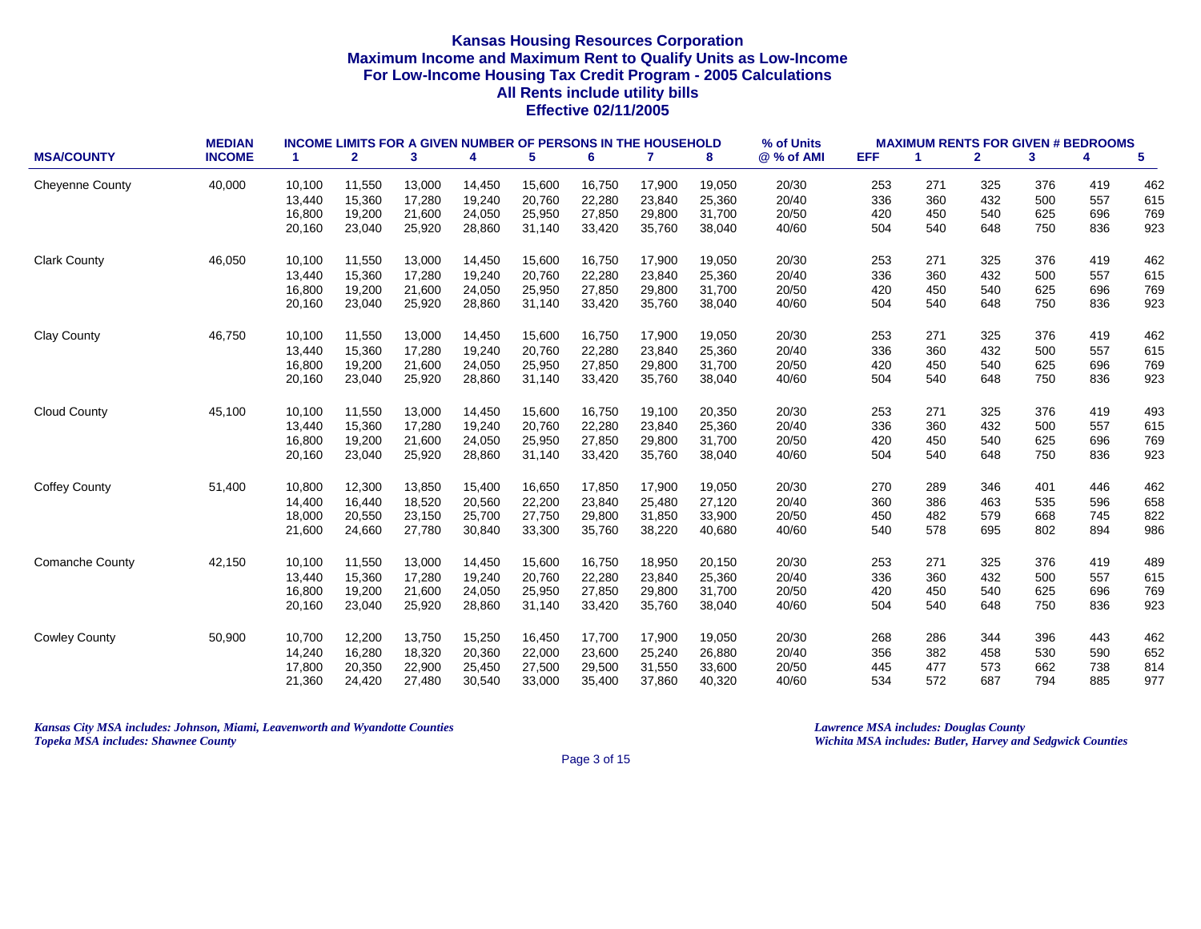# Kansas Housing Resources Corporation
## Maximum Income and Maximum Rent to Qualify Units as Low-Income
## For Low-Income Housing Tax Credit Program - 2005 Calculations
## All Rents include utility bills
## Effective 02/11/2005

| MSA/COUNTY | MEDIAN INCOME | INCOME LIMITS FOR A GIVEN NUMBER OF PERSONS IN THE HOUSEHOLD 1 | 2 | 3 | 4 | 5 | 6 | 7 | 8 | % of Units @ % of AMI | MAXIMUM RENTS FOR GIVEN # BEDROOMS EFF | 1 | 2 | 3 | 4 | 5 |
|---|---|---|---|---|---|---|---|---|---|---|---|---|---|---|---|---|
| Cheyenne County | 40,000 | 10,100 | 11,550 | 13,000 | 14,450 | 15,600 | 16,750 | 17,900 | 19,050 | 20/30 | 253 | 271 | 325 | 376 | 419 | 462 |
| | | 13,440 | 15,360 | 17,280 | 19,240 | 20,760 | 22,280 | 23,840 | 25,360 | 20/40 | 336 | 360 | 432 | 500 | 557 | 615 |
| | | 16,800 | 19,200 | 21,600 | 24,050 | 25,950 | 27,850 | 29,800 | 31,700 | 20/50 | 420 | 450 | 540 | 625 | 696 | 769 |
| | | 20,160 | 23,040 | 25,920 | 28,860 | 31,140 | 33,420 | 35,760 | 38,040 | 40/60 | 504 | 540 | 648 | 750 | 836 | 923 |
| Clark County | 46,050 | 10,100 | 11,550 | 13,000 | 14,450 | 15,600 | 16,750 | 17,900 | 19,050 | 20/30 | 253 | 271 | 325 | 376 | 419 | 462 |
| | | 13,440 | 15,360 | 17,280 | 19,240 | 20,760 | 22,280 | 23,840 | 25,360 | 20/40 | 336 | 360 | 432 | 500 | 557 | 615 |
| | | 16,800 | 19,200 | 21,600 | 24,050 | 25,950 | 27,850 | 29,800 | 31,700 | 20/50 | 420 | 450 | 540 | 625 | 696 | 769 |
| | | 20,160 | 23,040 | 25,920 | 28,860 | 31,140 | 33,420 | 35,760 | 38,040 | 40/60 | 504 | 540 | 648 | 750 | 836 | 923 |
| Clay County | 46,750 | 10,100 | 11,550 | 13,000 | 14,450 | 15,600 | 16,750 | 17,900 | 19,050 | 20/30 | 253 | 271 | 325 | 376 | 419 | 462 |
| | | 13,440 | 15,360 | 17,280 | 19,240 | 20,760 | 22,280 | 23,840 | 25,360 | 20/40 | 336 | 360 | 432 | 500 | 557 | 615 |
| | | 16,800 | 19,200 | 21,600 | 24,050 | 25,950 | 27,850 | 29,800 | 31,700 | 20/50 | 420 | 450 | 540 | 625 | 696 | 769 |
| | | 20,160 | 23,040 | 25,920 | 28,860 | 31,140 | 33,420 | 35,760 | 38,040 | 40/60 | 504 | 540 | 648 | 750 | 836 | 923 |
| Cloud County | 45,100 | 10,100 | 11,550 | 13,000 | 14,450 | 15,600 | 16,750 | 19,100 | 20,350 | 20/30 | 253 | 271 | 325 | 376 | 419 | 493 |
| | | 13,440 | 15,360 | 17,280 | 19,240 | 20,760 | 22,280 | 23,840 | 25,360 | 20/40 | 336 | 360 | 432 | 500 | 557 | 615 |
| | | 16,800 | 19,200 | 21,600 | 24,050 | 25,950 | 27,850 | 29,800 | 31,700 | 20/50 | 420 | 450 | 540 | 625 | 696 | 769 |
| | | 20,160 | 23,040 | 25,920 | 28,860 | 31,140 | 33,420 | 35,760 | 38,040 | 40/60 | 504 | 540 | 648 | 750 | 836 | 923 |
| Coffey County | 51,400 | 10,800 | 12,300 | 13,850 | 15,400 | 16,650 | 17,850 | 17,900 | 19,050 | 20/30 | 270 | 289 | 346 | 401 | 446 | 462 |
| | | 14,400 | 16,440 | 18,520 | 20,560 | 22,200 | 23,840 | 25,480 | 27,120 | 20/40 | 360 | 386 | 463 | 535 | 596 | 658 |
| | | 18,000 | 20,550 | 23,150 | 25,700 | 27,750 | 29,800 | 31,850 | 33,900 | 20/50 | 450 | 482 | 579 | 668 | 745 | 822 |
| | | 21,600 | 24,660 | 27,780 | 30,840 | 33,300 | 35,760 | 38,220 | 40,680 | 40/60 | 540 | 578 | 695 | 802 | 894 | 986 |
| Comanche County | 42,150 | 10,100 | 11,550 | 13,000 | 14,450 | 15,600 | 16,750 | 18,950 | 20,150 | 20/30 | 253 | 271 | 325 | 376 | 419 | 489 |
| | | 13,440 | 15,360 | 17,280 | 19,240 | 20,760 | 22,280 | 23,840 | 25,360 | 20/40 | 336 | 360 | 432 | 500 | 557 | 615 |
| | | 16,800 | 19,200 | 21,600 | 24,050 | 25,950 | 27,850 | 29,800 | 31,700 | 20/50 | 420 | 450 | 540 | 625 | 696 | 769 |
| | | 20,160 | 23,040 | 25,920 | 28,860 | 31,140 | 33,420 | 35,760 | 38,040 | 40/60 | 504 | 540 | 648 | 750 | 836 | 923 |
| Cowley County | 50,900 | 10,700 | 12,200 | 13,750 | 15,250 | 16,450 | 17,700 | 17,900 | 19,050 | 20/30 | 268 | 286 | 344 | 396 | 443 | 462 |
| | | 14,240 | 16,280 | 18,320 | 20,360 | 22,000 | 23,600 | 25,240 | 26,880 | 20/40 | 356 | 382 | 458 | 530 | 590 | 652 |
| | | 17,800 | 20,350 | 22,900 | 25,450 | 27,500 | 29,500 | 31,550 | 33,600 | 20/50 | 445 | 477 | 573 | 662 | 738 | 814 |
| | | 21,360 | 24,420 | 27,480 | 30,540 | 33,000 | 35,400 | 37,860 | 40,320 | 40/60 | 534 | 572 | 687 | 794 | 885 | 977 |

*Kansas City MSA includes: Johnson, Miami, Leavenworth and Wyandotte Counties*
*Topeka MSA includes: Shawnee County*

*Lawrence MSA includes: Douglas County*
*Wichita MSA includes: Butler, Harvey and Sedgwick Counties*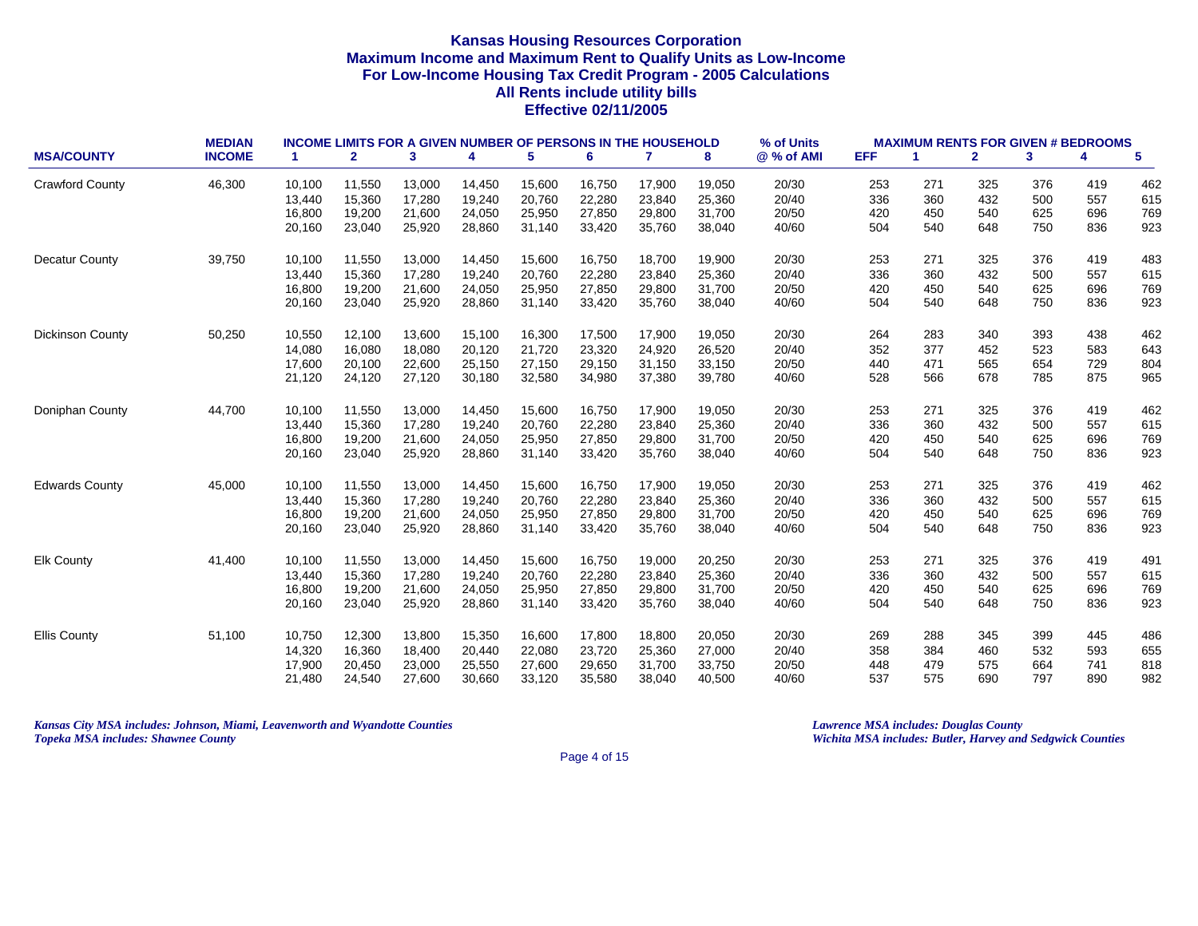# Kansas Housing Resources Corporation
## Maximum Income and Maximum Rent to Qualify Units as Low-Income
## For Low-Income Housing Tax Credit Program - 2005 Calculations
## All Rents include utility bills
## Effective 02/11/2005

| MSA/COUNTY | MEDIAN INCOME | INCOME LIMITS FOR A GIVEN NUMBER OF PERSONS IN THE HOUSEHOLD 1 | 2 | 3 | 4 | 5 | 6 | 7 | 8 | % of Units @ % of AMI | MAXIMUM RENTS FOR GIVEN # BEDROOMS EFF | 1 | 2 | 3 | 4 | 5 |
|---|---|---|---|---|---|---|---|---|---|---|---|---|---|---|---|---|
| Crawford County | 46,300 | 10,100 | 11,550 | 13,000 | 14,450 | 15,600 | 16,750 | 17,900 | 19,050 | 20/30 | 253 | 271 | 325 | 376 | 419 | 462 |
| | | 13,440 | 15,360 | 17,280 | 19,240 | 20,760 | 22,280 | 23,840 | 25,360 | 20/40 | 336 | 360 | 432 | 500 | 557 | 615 |
| | | 16,800 | 19,200 | 21,600 | 24,050 | 25,950 | 27,850 | 29,800 | 31,700 | 20/50 | 420 | 450 | 540 | 625 | 696 | 769 |
| | | 20,160 | 23,040 | 25,920 | 28,860 | 31,140 | 33,420 | 35,760 | 38,040 | 40/60 | 504 | 540 | 648 | 750 | 836 | 923 |
| Decatur County | 39,750 | 10,100 | 11,550 | 13,000 | 14,450 | 15,600 | 16,750 | 18,700 | 19,900 | 20/30 | 253 | 271 | 325 | 376 | 419 | 483 |
| | | 13,440 | 15,360 | 17,280 | 19,240 | 20,760 | 22,280 | 23,840 | 25,360 | 20/40 | 336 | 360 | 432 | 500 | 557 | 615 |
| | | 16,800 | 19,200 | 21,600 | 24,050 | 25,950 | 27,850 | 29,800 | 31,700 | 20/50 | 420 | 450 | 540 | 625 | 696 | 769 |
| | | 20,160 | 23,040 | 25,920 | 28,860 | 31,140 | 33,420 | 35,760 | 38,040 | 40/60 | 504 | 540 | 648 | 750 | 836 | 923 |
| Dickinson County | 50,250 | 10,550 | 12,100 | 13,600 | 15,100 | 16,300 | 17,500 | 17,900 | 19,050 | 20/30 | 264 | 283 | 340 | 393 | 438 | 462 |
| | | 14,080 | 16,080 | 18,080 | 20,120 | 21,720 | 23,320 | 24,920 | 26,520 | 20/40 | 352 | 377 | 452 | 523 | 583 | 643 |
| | | 17,600 | 20,100 | 22,600 | 25,150 | 27,150 | 29,150 | 31,150 | 33,150 | 20/50 | 440 | 471 | 565 | 654 | 729 | 804 |
| | | 21,120 | 24,120 | 27,120 | 30,180 | 32,580 | 34,980 | 37,380 | 39,780 | 40/60 | 528 | 566 | 678 | 785 | 875 | 965 |
| Doniphan County | 44,700 | 10,100 | 11,550 | 13,000 | 14,450 | 15,600 | 16,750 | 17,900 | 19,050 | 20/30 | 253 | 271 | 325 | 376 | 419 | 462 |
| | | 13,440 | 15,360 | 17,280 | 19,240 | 20,760 | 22,280 | 23,840 | 25,360 | 20/40 | 336 | 360 | 432 | 500 | 557 | 615 |
| | | 16,800 | 19,200 | 21,600 | 24,050 | 25,950 | 27,850 | 29,800 | 31,700 | 20/50 | 420 | 450 | 540 | 625 | 696 | 769 |
| | | 20,160 | 23,040 | 25,920 | 28,860 | 31,140 | 33,420 | 35,760 | 38,040 | 40/60 | 504 | 540 | 648 | 750 | 836 | 923 |
| Edwards County | 45,000 | 10,100 | 11,550 | 13,000 | 14,450 | 15,600 | 16,750 | 17,900 | 19,050 | 20/30 | 253 | 271 | 325 | 376 | 419 | 462 |
| | | 13,440 | 15,360 | 17,280 | 19,240 | 20,760 | 22,280 | 23,840 | 25,360 | 20/40 | 336 | 360 | 432 | 500 | 557 | 615 |
| | | 16,800 | 19,200 | 21,600 | 24,050 | 25,950 | 27,850 | 29,800 | 31,700 | 20/50 | 420 | 450 | 540 | 625 | 696 | 769 |
| | | 20,160 | 23,040 | 25,920 | 28,860 | 31,140 | 33,420 | 35,760 | 38,040 | 40/60 | 504 | 540 | 648 | 750 | 836 | 923 |
| Elk County | 41,400 | 10,100 | 11,550 | 13,000 | 14,450 | 15,600 | 16,750 | 19,000 | 20,250 | 20/30 | 253 | 271 | 325 | 376 | 419 | 491 |
| | | 13,440 | 15,360 | 17,280 | 19,240 | 20,760 | 22,280 | 23,840 | 25,360 | 20/40 | 336 | 360 | 432 | 500 | 557 | 615 |
| | | 16,800 | 19,200 | 21,600 | 24,050 | 25,950 | 27,850 | 29,800 | 31,700 | 20/50 | 420 | 450 | 540 | 625 | 696 | 769 |
| | | 20,160 | 23,040 | 25,920 | 28,860 | 31,140 | 33,420 | 35,760 | 38,040 | 40/60 | 504 | 540 | 648 | 750 | 836 | 923 |
| Ellis County | 51,100 | 10,750 | 12,300 | 13,800 | 15,350 | 16,600 | 17,800 | 18,800 | 20,050 | 20/30 | 269 | 288 | 345 | 399 | 445 | 486 |
| | | 14,320 | 16,360 | 18,400 | 20,440 | 22,080 | 23,720 | 25,360 | 27,000 | 20/40 | 358 | 384 | 460 | 532 | 593 | 655 |
| | | 17,900 | 20,450 | 23,000 | 25,550 | 27,600 | 29,650 | 31,700 | 33,750 | 20/50 | 448 | 479 | 575 | 664 | 741 | 818 |
| | | 21,480 | 24,540 | 27,600 | 30,660 | 33,120 | 35,580 | 38,040 | 40,500 | 40/60 | 537 | 575 | 690 | 797 | 890 | 982 |

*Kansas City MSA includes: Johnson, Miami, Leavenworth and Wyandotte Counties*
*Topeka MSA includes: Shawnee County*

*Lawrence MSA includes: Douglas County*
*Wichita MSA includes: Butler, Harvey and Sedgwick Counties*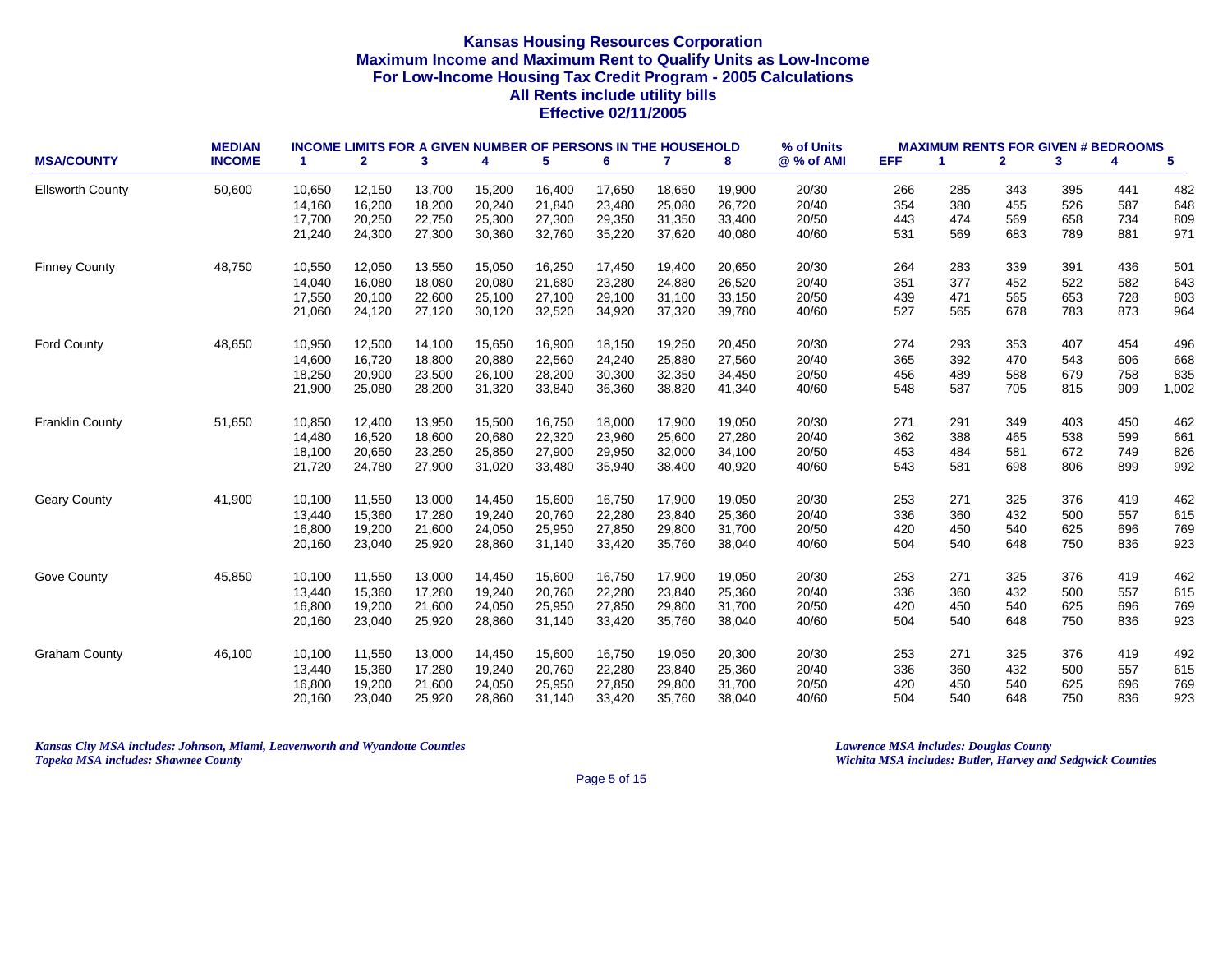**Kansas Housing Resources Corporation**
**Maximum Income and Maximum Rent to Qualify Units as Low-Income**
**For Low-Income Housing Tax Credit Program - 2005 Calculations**
**All Rents include utility bills**
**Effective 02/11/2005**

| MSA/COUNTY | MEDIAN INCOME | INCOME LIMITS FOR A GIVEN NUMBER OF PERSONS IN THE HOUSEHOLD | | | | | | | | % of Units @ % of AMI | MAXIMUM RENTS FOR GIVEN # BEDROOMS | | | | | |
|---|---|---|---|---|---|---|---|---|---|---|---|---|---|---|---|---|
| | | 1 | 2 | 3 | 4 | 5 | 6 | 7 | 8 | | EFF | 1 | 2 | 3 | 4 | 5 |
| Ellsworth County | 50,600 | 10,650 | 12,150 | 13,700 | 15,200 | 16,400 | 17,650 | 18,650 | 19,900 | 20/30 | 266 | 285 | 343 | 395 | 441 | 482 |
| | | 14,160 | 16,200 | 18,200 | 20,240 | 21,840 | 23,480 | 25,080 | 26,720 | 20/40 | 354 | 380 | 455 | 526 | 587 | 648 |
| | | 17,700 | 20,250 | 22,750 | 25,300 | 27,300 | 29,350 | 31,350 | 33,400 | 20/50 | 443 | 474 | 569 | 658 | 734 | 809 |
| | | 21,240 | 24,300 | 27,300 | 30,360 | 32,760 | 35,220 | 37,620 | 40,080 | 40/60 | 531 | 569 | 683 | 789 | 881 | 971 |
| Finney County | 48,750 | 10,550 | 12,050 | 13,550 | 15,050 | 16,250 | 17,450 | 19,400 | 20,650 | 20/30 | 264 | 283 | 339 | 391 | 436 | 501 |
| | | 14,040 | 16,080 | 18,080 | 20,080 | 21,680 | 23,280 | 24,880 | 26,520 | 20/40 | 351 | 377 | 452 | 522 | 582 | 643 |
| | | 17,550 | 20,100 | 22,600 | 25,100 | 27,100 | 29,100 | 31,100 | 33,150 | 20/50 | 439 | 471 | 565 | 653 | 728 | 803 |
| | | 21,060 | 24,120 | 27,120 | 30,120 | 32,520 | 34,920 | 37,320 | 39,780 | 40/60 | 527 | 565 | 678 | 783 | 873 | 964 |
| Ford County | 48,650 | 10,950 | 12,500 | 14,100 | 15,650 | 16,900 | 18,150 | 19,250 | 20,450 | 20/30 | 274 | 293 | 353 | 407 | 454 | 496 |
| | | 14,600 | 16,720 | 18,800 | 20,880 | 22,560 | 24,240 | 25,880 | 27,560 | 20/40 | 365 | 392 | 470 | 543 | 606 | 668 |
| | | 18,250 | 20,900 | 23,500 | 26,100 | 28,200 | 30,300 | 32,350 | 34,450 | 20/50 | 456 | 489 | 588 | 679 | 758 | 835 |
| | | 21,900 | 25,080 | 28,200 | 31,320 | 33,840 | 36,360 | 38,820 | 41,340 | 40/60 | 548 | 587 | 705 | 815 | 909 | 1,002 |
| Franklin County | 51,650 | 10,850 | 12,400 | 13,950 | 15,500 | 16,750 | 18,000 | 17,900 | 19,050 | 20/30 | 271 | 291 | 349 | 403 | 450 | 462 |
| | | 14,480 | 16,520 | 18,600 | 20,680 | 22,320 | 23,960 | 25,600 | 27,280 | 20/40 | 362 | 388 | 465 | 538 | 599 | 661 |
| | | 18,100 | 20,650 | 23,250 | 25,850 | 27,900 | 29,950 | 32,000 | 34,100 | 20/50 | 453 | 484 | 581 | 672 | 749 | 826 |
| | | 21,720 | 24,780 | 27,900 | 31,020 | 33,480 | 35,940 | 38,400 | 40,920 | 40/60 | 543 | 581 | 698 | 806 | 899 | 992 |
| Geary County | 41,900 | 10,100 | 11,550 | 13,000 | 14,450 | 15,600 | 16,750 | 17,900 | 19,050 | 20/30 | 253 | 271 | 325 | 376 | 419 | 462 |
| | | 13,440 | 15,360 | 17,280 | 19,240 | 20,760 | 22,280 | 23,840 | 25,360 | 20/40 | 336 | 360 | 432 | 500 | 557 | 615 |
| | | 16,800 | 19,200 | 21,600 | 24,050 | 25,950 | 27,850 | 29,800 | 31,700 | 20/50 | 420 | 450 | 540 | 625 | 696 | 769 |
| | | 20,160 | 23,040 | 25,920 | 28,860 | 31,140 | 33,420 | 35,760 | 38,040 | 40/60 | 504 | 540 | 648 | 750 | 836 | 923 |
| Gove County | 45,850 | 10,100 | 11,550 | 13,000 | 14,450 | 15,600 | 16,750 | 17,900 | 19,050 | 20/30 | 253 | 271 | 325 | 376 | 419 | 462 |
| | | 13,440 | 15,360 | 17,280 | 19,240 | 20,760 | 22,280 | 23,840 | 25,360 | 20/40 | 336 | 360 | 432 | 500 | 557 | 615 |
| | | 16,800 | 19,200 | 21,600 | 24,050 | 25,950 | 27,850 | 29,800 | 31,700 | 20/50 | 420 | 450 | 540 | 625 | 696 | 769 |
| | | 20,160 | 23,040 | 25,920 | 28,860 | 31,140 | 33,420 | 35,760 | 38,040 | 40/60 | 504 | 540 | 648 | 750 | 836 | 923 |
| Graham County | 46,100 | 10,100 | 11,550 | 13,000 | 14,450 | 15,600 | 16,750 | 19,050 | 20,300 | 20/30 | 253 | 271 | 325 | 376 | 419 | 492 |
| | | 13,440 | 15,360 | 17,280 | 19,240 | 20,760 | 22,280 | 23,840 | 25,360 | 20/40 | 336 | 360 | 432 | 500 | 557 | 615 |
| | | 16,800 | 19,200 | 21,600 | 24,050 | 25,950 | 27,850 | 29,800 | 31,700 | 20/50 | 420 | 450 | 540 | 625 | 696 | 769 |
| | | 20,160 | 23,040 | 25,920 | 28,860 | 31,140 | 33,420 | 35,760 | 38,040 | 40/60 | 504 | 540 | 648 | 750 | 836 | 923 |

*Kansas City MSA includes: Johnson, Miami, Leavenworth and Wyandotte Counties*
*Topeka MSA includes: Shawnee County*

*Lawrence MSA includes: Douglas County*
*Wichita MSA includes: Butler, Harvey and Sedgwick Counties*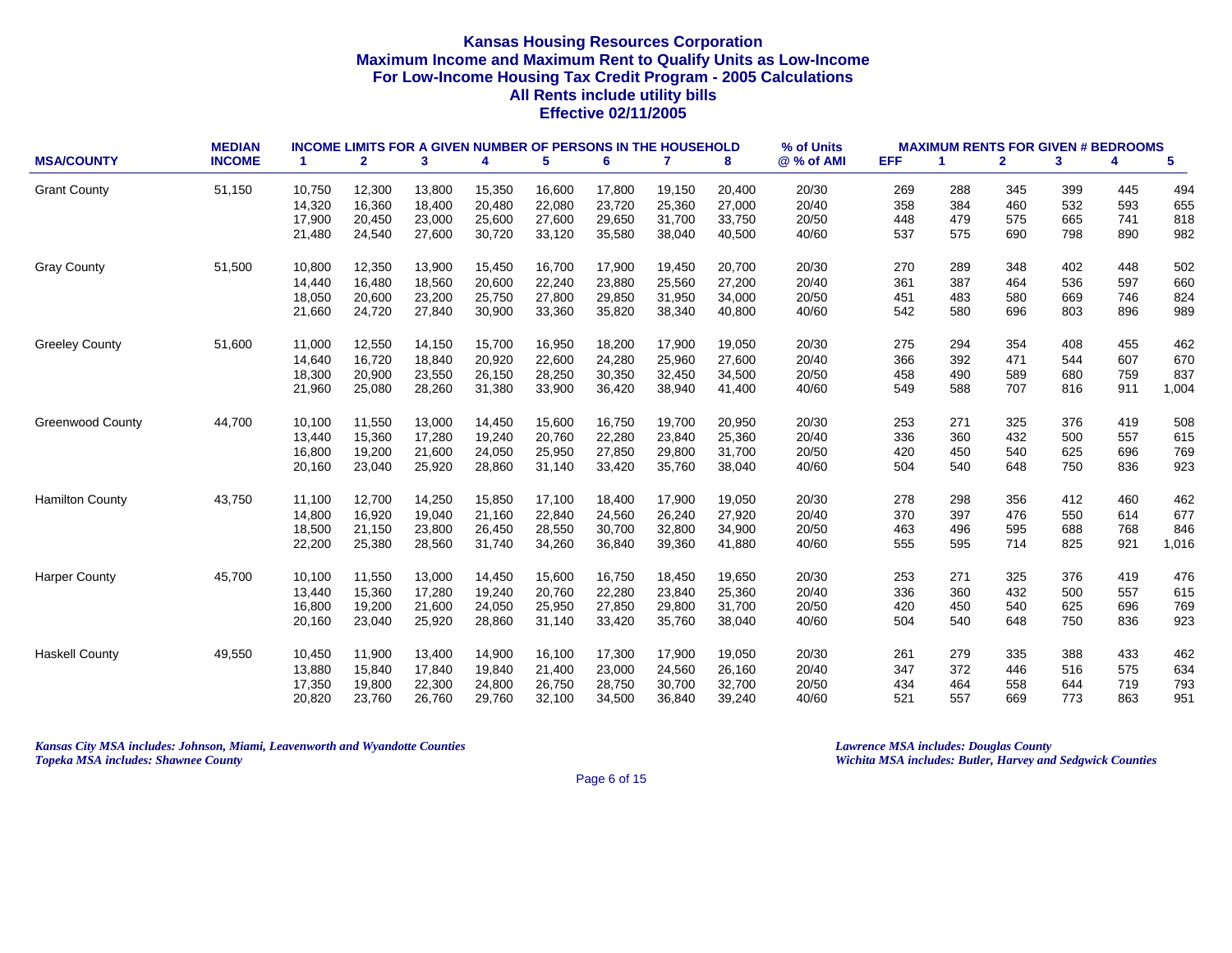# Kansas Housing Resources Corporation
## Maximum Income and Maximum Rent to Qualify Units as Low-Income
## For Low-Income Housing Tax Credit Program - 2005 Calculations
## All Rents include utility bills
## Effective 02/11/2005

| MSA/COUNTY | MEDIAN INCOME | INCOME LIMITS FOR A GIVEN NUMBER OF PERSONS IN THE HOUSEHOLD | | | | | | | | % of Units @ % of AMI | MAXIMUM RENTS FOR GIVEN # BEDROOMS | | | | | |
|---|---|---|---|---|---|---|---|---|---|---|---|---|---|---|---|---|
| | | 1 | 2 | 3 | 4 | 5 | 6 | 7 | 8 | | EFF | 1 | 2 | 3 | 4 | 5 |
| Grant County | 51,150 | 10,750 | 12,300 | 13,800 | 15,350 | 16,600 | 17,800 | 19,150 | 20,400 | 20/30 | 269 | 288 | 345 | 399 | 445 | 494 |
| | | 14,320 | 16,360 | 18,400 | 20,480 | 22,080 | 23,720 | 25,360 | 27,000 | 20/40 | 358 | 384 | 460 | 532 | 593 | 655 |
| | | 17,900 | 20,450 | 23,000 | 25,600 | 27,600 | 29,650 | 31,700 | 33,750 | 20/50 | 448 | 479 | 575 | 665 | 741 | 818 |
| | | 21,480 | 24,540 | 27,600 | 30,720 | 33,120 | 35,580 | 38,040 | 40,500 | 40/60 | 537 | 575 | 690 | 798 | 890 | 982 |
| Gray County | 51,500 | 10,800 | 12,350 | 13,900 | 15,450 | 16,700 | 17,900 | 19,450 | 20,700 | 20/30 | 270 | 289 | 348 | 402 | 448 | 502 |
| | | 14,440 | 16,480 | 18,560 | 20,600 | 22,240 | 23,880 | 25,560 | 27,200 | 20/40 | 361 | 387 | 464 | 536 | 597 | 660 |
| | | 18,050 | 20,600 | 23,200 | 25,750 | 27,800 | 29,850 | 31,950 | 34,000 | 20/50 | 451 | 483 | 580 | 669 | 746 | 824 |
| | | 21,660 | 24,720 | 27,840 | 30,900 | 33,360 | 35,820 | 38,340 | 40,800 | 40/60 | 542 | 580 | 696 | 803 | 896 | 989 |
| Greeley County | 51,600 | 11,000 | 12,550 | 14,150 | 15,700 | 16,950 | 18,200 | 17,900 | 19,050 | 20/30 | 275 | 294 | 354 | 408 | 455 | 462 |
| | | 14,640 | 16,720 | 18,840 | 20,920 | 22,600 | 24,280 | 25,960 | 27,600 | 20/40 | 366 | 392 | 471 | 544 | 607 | 670 |
| | | 18,300 | 20,900 | 23,550 | 26,150 | 28,250 | 30,350 | 32,450 | 34,500 | 20/50 | 458 | 490 | 589 | 680 | 759 | 837 |
| | | 21,960 | 25,080 | 28,260 | 31,380 | 33,900 | 36,420 | 38,940 | 41,400 | 40/60 | 549 | 588 | 707 | 816 | 911 | 1,004 |
| Greenwood County | 44,700 | 10,100 | 11,550 | 13,000 | 14,450 | 15,600 | 16,750 | 19,700 | 20,950 | 20/30 | 253 | 271 | 325 | 376 | 419 | 508 |
| | | 13,440 | 15,360 | 17,280 | 19,240 | 20,760 | 22,280 | 23,840 | 25,360 | 20/40 | 336 | 360 | 432 | 500 | 557 | 615 |
| | | 16,800 | 19,200 | 21,600 | 24,050 | 25,950 | 27,850 | 29,800 | 31,700 | 20/50 | 420 | 450 | 540 | 625 | 696 | 769 |
| | | 20,160 | 23,040 | 25,920 | 28,860 | 31,140 | 33,420 | 35,760 | 38,040 | 40/60 | 504 | 540 | 648 | 750 | 836 | 923 |
| Hamilton County | 43,750 | 11,100 | 12,700 | 14,250 | 15,850 | 17,100 | 18,400 | 17,900 | 19,050 | 20/30 | 278 | 298 | 356 | 412 | 460 | 462 |
| | | 14,800 | 16,920 | 19,040 | 21,160 | 22,840 | 24,560 | 26,240 | 27,920 | 20/40 | 370 | 397 | 476 | 550 | 614 | 677 |
| | | 18,500 | 21,150 | 23,800 | 26,450 | 28,550 | 30,700 | 32,800 | 34,900 | 20/50 | 463 | 496 | 595 | 688 | 768 | 846 |
| | | 22,200 | 25,380 | 28,560 | 31,740 | 34,260 | 36,840 | 39,360 | 41,880 | 40/60 | 555 | 595 | 714 | 825 | 921 | 1,016 |
| Harper County | 45,700 | 10,100 | 11,550 | 13,000 | 14,450 | 15,600 | 16,750 | 18,450 | 19,650 | 20/30 | 253 | 271 | 325 | 376 | 419 | 476 |
| | | 13,440 | 15,360 | 17,280 | 19,240 | 20,760 | 22,280 | 23,840 | 25,360 | 20/40 | 336 | 360 | 432 | 500 | 557 | 615 |
| | | 16,800 | 19,200 | 21,600 | 24,050 | 25,950 | 27,850 | 29,800 | 31,700 | 20/50 | 420 | 450 | 540 | 625 | 696 | 769 |
| | | 20,160 | 23,040 | 25,920 | 28,860 | 31,140 | 33,420 | 35,760 | 38,040 | 40/60 | 504 | 540 | 648 | 750 | 836 | 923 |
| Haskell County | 49,550 | 10,450 | 11,900 | 13,400 | 14,900 | 16,100 | 17,300 | 17,900 | 19,050 | 20/30 | 261 | 279 | 335 | 388 | 433 | 462 |
| | | 13,880 | 15,840 | 17,840 | 19,840 | 21,400 | 23,000 | 24,560 | 26,160 | 20/40 | 347 | 372 | 446 | 516 | 575 | 634 |
| | | 17,350 | 19,800 | 22,300 | 24,800 | 26,750 | 28,750 | 30,700 | 32,700 | 20/50 | 434 | 464 | 558 | 644 | 719 | 793 |
| | | 20,820 | 23,760 | 26,760 | 29,760 | 32,100 | 34,500 | 36,840 | 39,240 | 40/60 | 521 | 557 | 669 | 773 | 863 | 951 |

*Kansas City MSA includes: Johnson, Miami, Leavenworth and Wyandotte Counties*
*Topeka MSA includes: Shawnee County*

*Lawrence MSA includes: Douglas County*
*Wichita MSA includes: Butler, Harvey and Sedgwick Counties*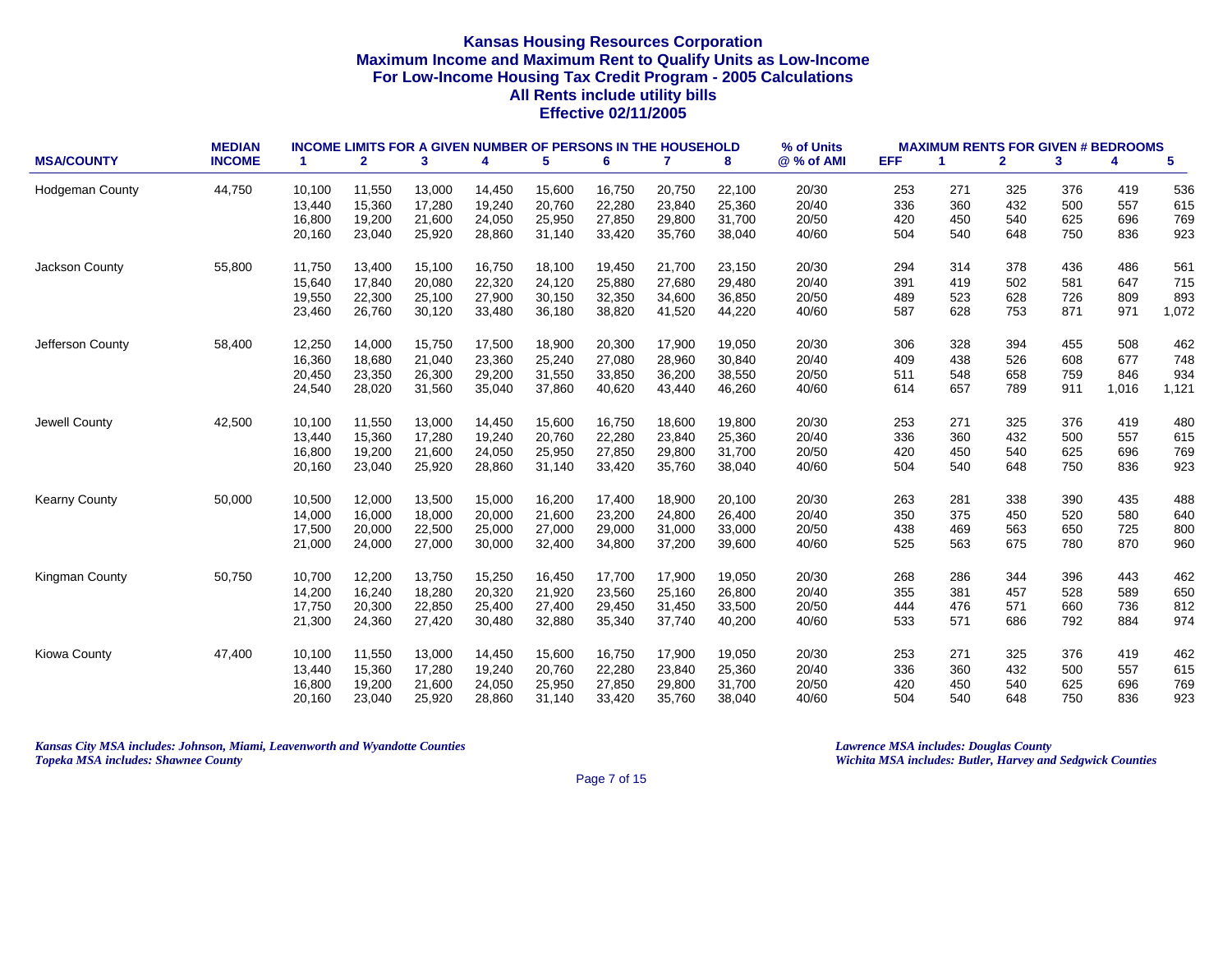# Kansas Housing Resources Corporation

## Maximum Income and Maximum Rent to Qualify Units as Low-Income

## For Low-Income Housing Tax Credit Program - 2005 Calculations

## All Rents include utility bills

## Effective 02/11/2005

| MSA/COUNTY | MEDIAN INCOME | INCOME LIMITS FOR A GIVEN NUMBER OF PERSONS IN THE HOUSEHOLD 1 | 2 | 3 | 4 | 5 | 6 | 7 | 8 | % of Units @ % of AMI | MAXIMUM RENTS FOR GIVEN # BEDROOMS EFF | 1 | 2 | 3 | 4 | 5 |
|---|---|---|---|---|---|---|---|---|---|---|---|---|---|---|---|---|
| Hodgeman County | 44,750 | 10,100 | 11,550 | 13,000 | 14,450 | 15,600 | 16,750 | 20,750 | 22,100 | 20/30 | 253 | 271 | 325 | 376 | 419 | 536 |
| | | 13,440 | 15,360 | 17,280 | 19,240 | 20,760 | 22,280 | 23,840 | 25,360 | 20/40 | 336 | 360 | 432 | 500 | 557 | 615 |
| | | 16,800 | 19,200 | 21,600 | 24,050 | 25,950 | 27,850 | 29,800 | 31,700 | 20/50 | 420 | 450 | 540 | 625 | 696 | 769 |
| | | 20,160 | 23,040 | 25,920 | 28,860 | 31,140 | 33,420 | 35,760 | 38,040 | 40/60 | 504 | 540 | 648 | 750 | 836 | 923 |
| Jackson County | 55,800 | 11,750 | 13,400 | 15,100 | 16,750 | 18,100 | 19,450 | 21,700 | 23,150 | 20/30 | 294 | 314 | 378 | 436 | 486 | 561 |
| | | 15,640 | 17,840 | 20,080 | 22,320 | 24,120 | 25,880 | 27,680 | 29,480 | 20/40 | 391 | 419 | 502 | 581 | 647 | 715 |
| | | 19,550 | 22,300 | 25,100 | 27,900 | 30,150 | 32,350 | 34,600 | 36,850 | 20/50 | 489 | 523 | 628 | 726 | 809 | 893 |
| | | 23,460 | 26,760 | 30,120 | 33,480 | 36,180 | 38,820 | 41,520 | 44,220 | 40/60 | 587 | 628 | 753 | 871 | 971 | 1,072 |
| Jefferson County | 58,400 | 12,250 | 14,000 | 15,750 | 17,500 | 18,900 | 20,300 | 17,900 | 19,050 | 20/30 | 306 | 328 | 394 | 455 | 508 | 462 |
| | | 16,360 | 18,680 | 21,040 | 23,360 | 25,240 | 27,080 | 28,960 | 30,840 | 20/40 | 409 | 438 | 526 | 608 | 677 | 748 |
| | | 20,450 | 23,350 | 26,300 | 29,200 | 31,550 | 33,850 | 36,200 | 38,550 | 20/50 | 511 | 548 | 658 | 759 | 846 | 934 |
| | | 24,540 | 28,020 | 31,560 | 35,040 | 37,860 | 40,620 | 43,440 | 46,260 | 40/60 | 614 | 657 | 789 | 911 | 1,016 | 1,121 |
| Jewell County | 42,500 | 10,100 | 11,550 | 13,000 | 14,450 | 15,600 | 16,750 | 18,600 | 19,800 | 20/30 | 253 | 271 | 325 | 376 | 419 | 480 |
| | | 13,440 | 15,360 | 17,280 | 19,240 | 20,760 | 22,280 | 23,840 | 25,360 | 20/40 | 336 | 360 | 432 | 500 | 557 | 615 |
| | | 16,800 | 19,200 | 21,600 | 24,050 | 25,950 | 27,850 | 29,800 | 31,700 | 20/50 | 420 | 450 | 540 | 625 | 696 | 769 |
| | | 20,160 | 23,040 | 25,920 | 28,860 | 31,140 | 33,420 | 35,760 | 38,040 | 40/60 | 504 | 540 | 648 | 750 | 836 | 923 |
| Kearny County | 50,000 | 10,500 | 12,000 | 13,500 | 15,000 | 16,200 | 17,400 | 18,900 | 20,100 | 20/30 | 263 | 281 | 338 | 390 | 435 | 488 |
| | | 14,000 | 16,000 | 18,000 | 20,000 | 21,600 | 23,200 | 24,800 | 26,400 | 20/40 | 350 | 375 | 450 | 520 | 580 | 640 |
| | | 17,500 | 20,000 | 22,500 | 25,000 | 27,000 | 29,000 | 31,000 | 33,000 | 20/50 | 438 | 469 | 563 | 650 | 725 | 800 |
| | | 21,000 | 24,000 | 27,000 | 30,000 | 32,400 | 34,800 | 37,200 | 39,600 | 40/60 | 525 | 563 | 675 | 780 | 870 | 960 |
| Kingman County | 50,750 | 10,700 | 12,200 | 13,750 | 15,250 | 16,450 | 17,700 | 17,900 | 19,050 | 20/30 | 268 | 286 | 344 | 396 | 443 | 462 |
| | | 14,200 | 16,240 | 18,280 | 20,320 | 21,920 | 23,560 | 25,160 | 26,800 | 20/40 | 355 | 381 | 457 | 528 | 589 | 650 |
| | | 17,750 | 20,300 | 22,850 | 25,400 | 27,400 | 29,450 | 31,450 | 33,500 | 20/50 | 444 | 476 | 571 | 660 | 736 | 812 |
| | | 21,300 | 24,360 | 27,420 | 30,480 | 32,880 | 35,340 | 37,740 | 40,200 | 40/60 | 533 | 571 | 686 | 792 | 884 | 974 |
| Kiowa County | 47,400 | 10,100 | 11,550 | 13,000 | 14,450 | 15,600 | 16,750 | 17,900 | 19,050 | 20/30 | 253 | 271 | 325 | 376 | 419 | 462 |
| | | 13,440 | 15,360 | 17,280 | 19,240 | 20,760 | 22,280 | 23,840 | 25,360 | 20/40 | 336 | 360 | 432 | 500 | 557 | 615 |
| | | 16,800 | 19,200 | 21,600 | 24,050 | 25,950 | 27,850 | 29,800 | 31,700 | 20/50 | 420 | 450 | 540 | 625 | 696 | 769 |
| | | 20,160 | 23,040 | 25,920 | 28,860 | 31,140 | 33,420 | 35,760 | 38,040 | 40/60 | 504 | 540 | 648 | 750 | 836 | 923 |

*Kansas City MSA includes: Johnson, Miami, Leavenworth and Wyandotte Counties*
*Topeka MSA includes: Shawnee County*

*Lawrence MSA includes: Douglas County*
*Wichita MSA includes: Butler, Harvey and Sedgwick Counties*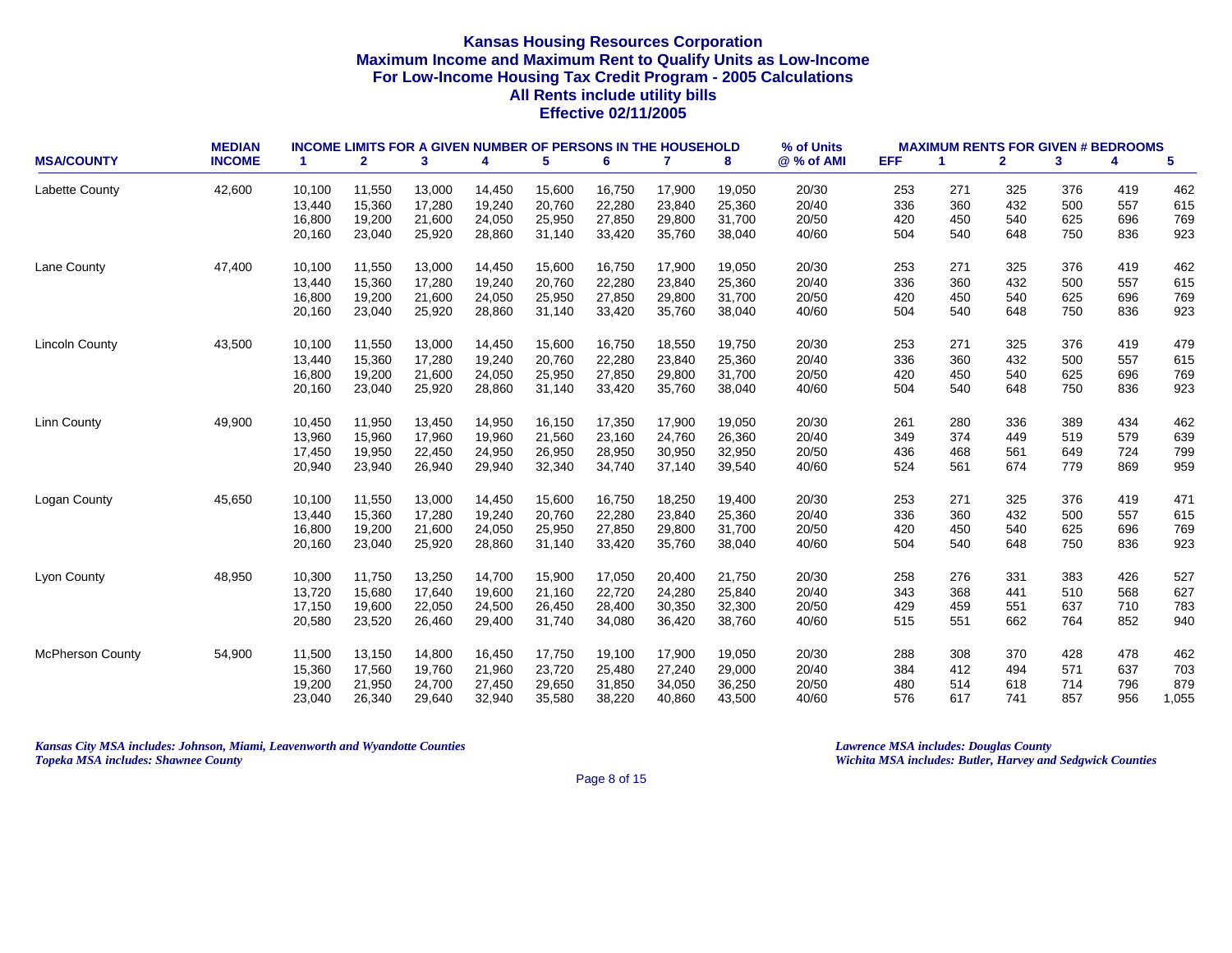# Kansas Housing Resources Corporation
## Maximum Income and Maximum Rent to Qualify Units as Low-Income
## For Low-Income Housing Tax Credit Program - 2005 Calculations
## All Rents include utility bills
## Effective 02/11/2005

| MSA/COUNTY | MEDIAN INCOME | INCOME LIMITS FOR A GIVEN NUMBER OF PERSONS IN THE HOUSEHOLD 1 | 2 | 3 | 4 | 5 | 6 | 7 | 8 | % of Units @ % of AMI | MAXIMUM RENTS FOR GIVEN # BEDROOMS EFF | 1 | 2 | 3 | 4 | 5 |
|---|---|---|---|---|---|---|---|---|---|---|---|---|---|---|---|---|
| Labette County | 42,600 | 10,100 | 11,550 | 13,000 | 14,450 | 15,600 | 16,750 | 17,900 | 19,050 | 20/30 | 253 | 271 | 325 | 376 | 419 | 462 |
| | | 13,440 | 15,360 | 17,280 | 19,240 | 20,760 | 22,280 | 23,840 | 25,360 | 20/40 | 336 | 360 | 432 | 500 | 557 | 615 |
| | | 16,800 | 19,200 | 21,600 | 24,050 | 25,950 | 27,850 | 29,800 | 31,700 | 20/50 | 420 | 450 | 540 | 625 | 696 | 769 |
| | | 20,160 | 23,040 | 25,920 | 28,860 | 31,140 | 33,420 | 35,760 | 38,040 | 40/60 | 504 | 540 | 648 | 750 | 836 | 923 |
| Lane County | 47,400 | 10,100 | 11,550 | 13,000 | 14,450 | 15,600 | 16,750 | 17,900 | 19,050 | 20/30 | 253 | 271 | 325 | 376 | 419 | 462 |
| | | 13,440 | 15,360 | 17,280 | 19,240 | 20,760 | 22,280 | 23,840 | 25,360 | 20/40 | 336 | 360 | 432 | 500 | 557 | 615 |
| | | 16,800 | 19,200 | 21,600 | 24,050 | 25,950 | 27,850 | 29,800 | 31,700 | 20/50 | 420 | 450 | 540 | 625 | 696 | 769 |
| | | 20,160 | 23,040 | 25,920 | 28,860 | 31,140 | 33,420 | 35,760 | 38,040 | 40/60 | 504 | 540 | 648 | 750 | 836 | 923 |
| Lincoln County | 43,500 | 10,100 | 11,550 | 13,000 | 14,450 | 15,600 | 16,750 | 18,550 | 19,750 | 20/30 | 253 | 271 | 325 | 376 | 419 | 479 |
| | | 13,440 | 15,360 | 17,280 | 19,240 | 20,760 | 22,280 | 23,840 | 25,360 | 20/40 | 336 | 360 | 432 | 500 | 557 | 615 |
| | | 16,800 | 19,200 | 21,600 | 24,050 | 25,950 | 27,850 | 29,800 | 31,700 | 20/50 | 420 | 450 | 540 | 625 | 696 | 769 |
| | | 20,160 | 23,040 | 25,920 | 28,860 | 31,140 | 33,420 | 35,760 | 38,040 | 40/60 | 504 | 540 | 648 | 750 | 836 | 923 |
| Linn County | 49,900 | 10,450 | 11,950 | 13,450 | 14,950 | 16,150 | 17,350 | 17,900 | 19,050 | 20/30 | 261 | 280 | 336 | 389 | 434 | 462 |
| | | 13,960 | 15,960 | 17,960 | 19,960 | 21,560 | 23,160 | 24,760 | 26,360 | 20/40 | 349 | 374 | 449 | 519 | 579 | 639 |
| | | 17,450 | 19,950 | 22,450 | 24,950 | 26,950 | 28,950 | 30,950 | 32,950 | 20/50 | 436 | 468 | 561 | 649 | 724 | 799 |
| | | 20,940 | 23,940 | 26,940 | 29,940 | 32,340 | 34,740 | 37,140 | 39,540 | 40/60 | 524 | 561 | 674 | 779 | 869 | 959 |
| Logan County | 45,650 | 10,100 | 11,550 | 13,000 | 14,450 | 15,600 | 16,750 | 18,250 | 19,400 | 20/30 | 253 | 271 | 325 | 376 | 419 | 471 |
| | | 13,440 | 15,360 | 17,280 | 19,240 | 20,760 | 22,280 | 23,840 | 25,360 | 20/40 | 336 | 360 | 432 | 500 | 557 | 615 |
| | | 16,800 | 19,200 | 21,600 | 24,050 | 25,950 | 27,850 | 29,800 | 31,700 | 20/50 | 420 | 450 | 540 | 625 | 696 | 769 |
| | | 20,160 | 23,040 | 25,920 | 28,860 | 31,140 | 33,420 | 35,760 | 38,040 | 40/60 | 504 | 540 | 648 | 750 | 836 | 923 |
| Lyon County | 48,950 | 10,300 | 11,750 | 13,250 | 14,700 | 15,900 | 17,050 | 20,400 | 21,750 | 20/30 | 258 | 276 | 331 | 383 | 426 | 527 |
| | | 13,720 | 15,680 | 17,640 | 19,600 | 21,160 | 22,720 | 24,280 | 25,840 | 20/40 | 343 | 368 | 441 | 510 | 568 | 627 |
| | | 17,150 | 19,600 | 22,050 | 24,500 | 26,450 | 28,400 | 30,350 | 32,300 | 20/50 | 429 | 459 | 551 | 637 | 710 | 783 |
| | | 20,580 | 23,520 | 26,460 | 29,400 | 31,740 | 34,080 | 36,420 | 38,760 | 40/60 | 515 | 551 | 662 | 764 | 852 | 940 |
| McPherson County | 54,900 | 11,500 | 13,150 | 14,800 | 16,450 | 17,750 | 19,100 | 17,900 | 19,050 | 20/30 | 288 | 308 | 370 | 428 | 478 | 462 |
| | | 15,360 | 17,560 | 19,760 | 21,960 | 23,720 | 25,480 | 27,240 | 29,000 | 20/40 | 384 | 412 | 494 | 571 | 637 | 703 |
| | | 19,200 | 21,950 | 24,700 | 27,450 | 29,650 | 31,850 | 34,050 | 36,250 | 20/50 | 480 | 514 | 618 | 714 | 796 | 879 |
| | | 23,040 | 26,340 | 29,640 | 32,940 | 35,580 | 38,220 | 40,860 | 43,500 | 40/60 | 576 | 617 | 741 | 857 | 956 | 1,055 |

*Kansas City MSA includes: Johnson, Miami, Leavenworth and Wyandotte Counties*
*Topeka MSA includes: Shawnee County*

*Lawrence MSA includes: Douglas County*
*Wichita MSA includes: Butler, Harvey and Sedgwick Counties*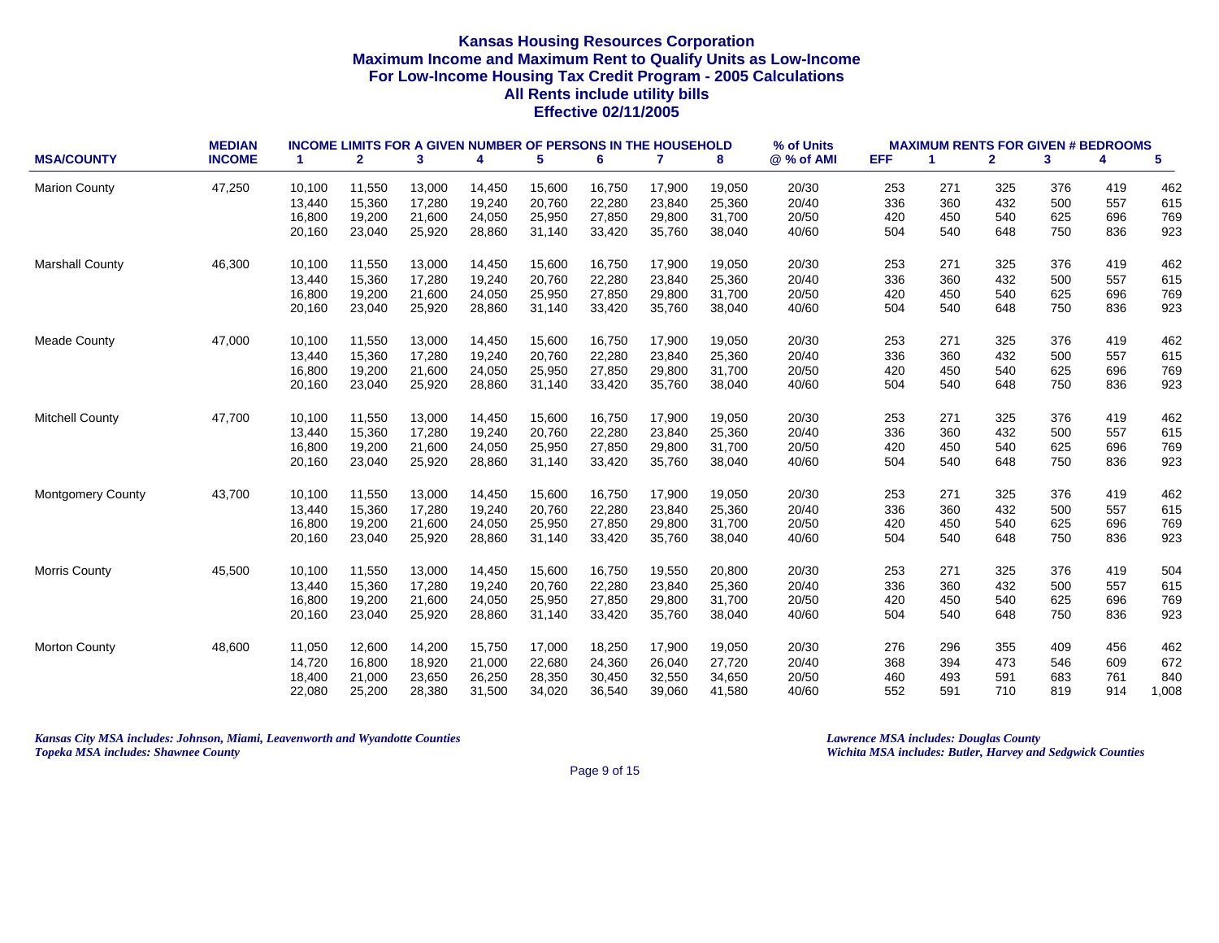# Kansas Housing Resources Corporation
## Maximum Income and Maximum Rent to Qualify Units as Low-Income
## For Low-Income Housing Tax Credit Program - 2005 Calculations
## All Rents include utility bills
## Effective 02/11/2005

| MSA/COUNTY | MEDIAN INCOME | INCOME LIMITS FOR A GIVEN NUMBER OF PERSONS IN THE HOUSEHOLD | | | | | | | | % of Units | MAXIMUM RENTS FOR GIVEN # BEDROOMS | | | | | |
|---|---|---|---|---|---|---|---|---|---|---|---|---|---|---|---|---|
| | | 1 | 2 | 3 | 4 | 5 | 6 | 7 | 8 | @ % of AMI | EFF | 1 | 2 | 3 | 4 | 5 |
| Marion County | 47,250 | 10,100 | 11,550 | 13,000 | 14,450 | 15,600 | 16,750 | 17,900 | 19,050 | 20/30 | 253 | 271 | 325 | 376 | 419 | 462 |
| | | 13,440 | 15,360 | 17,280 | 19,240 | 20,760 | 22,280 | 23,840 | 25,360 | 20/40 | 336 | 360 | 432 | 500 | 557 | 615 |
| | | 16,800 | 19,200 | 21,600 | 24,050 | 25,950 | 27,850 | 29,800 | 31,700 | 20/50 | 420 | 450 | 540 | 625 | 696 | 769 |
| | | 20,160 | 23,040 | 25,920 | 28,860 | 31,140 | 33,420 | 35,760 | 38,040 | 40/60 | 504 | 540 | 648 | 750 | 836 | 923 |
| Marshall County | 46,300 | 10,100 | 11,550 | 13,000 | 14,450 | 15,600 | 16,750 | 17,900 | 19,050 | 20/30 | 253 | 271 | 325 | 376 | 419 | 462 |
| | | 13,440 | 15,360 | 17,280 | 19,240 | 20,760 | 22,280 | 23,840 | 25,360 | 20/40 | 336 | 360 | 432 | 500 | 557 | 615 |
| | | 16,800 | 19,200 | 21,600 | 24,050 | 25,950 | 27,850 | 29,800 | 31,700 | 20/50 | 420 | 450 | 540 | 625 | 696 | 769 |
| | | 20,160 | 23,040 | 25,920 | 28,860 | 31,140 | 33,420 | 35,760 | 38,040 | 40/60 | 504 | 540 | 648 | 750 | 836 | 923 |
| Meade County | 47,000 | 10,100 | 11,550 | 13,000 | 14,450 | 15,600 | 16,750 | 17,900 | 19,050 | 20/30 | 253 | 271 | 325 | 376 | 419 | 462 |
| | | 13,440 | 15,360 | 17,280 | 19,240 | 20,760 | 22,280 | 23,840 | 25,360 | 20/40 | 336 | 360 | 432 | 500 | 557 | 615 |
| | | 16,800 | 19,200 | 21,600 | 24,050 | 25,950 | 27,850 | 29,800 | 31,700 | 20/50 | 420 | 450 | 540 | 625 | 696 | 769 |
| | | 20,160 | 23,040 | 25,920 | 28,860 | 31,140 | 33,420 | 35,760 | 38,040 | 40/60 | 504 | 540 | 648 | 750 | 836 | 923 |
| Mitchell County | 47,700 | 10,100 | 11,550 | 13,000 | 14,450 | 15,600 | 16,750 | 17,900 | 19,050 | 20/30 | 253 | 271 | 325 | 376 | 419 | 462 |
| | | 13,440 | 15,360 | 17,280 | 19,240 | 20,760 | 22,280 | 23,840 | 25,360 | 20/40 | 336 | 360 | 432 | 500 | 557 | 615 |
| | | 16,800 | 19,200 | 21,600 | 24,050 | 25,950 | 27,850 | 29,800 | 31,700 | 20/50 | 420 | 450 | 540 | 625 | 696 | 769 |
| | | 20,160 | 23,040 | 25,920 | 28,860 | 31,140 | 33,420 | 35,760 | 38,040 | 40/60 | 504 | 540 | 648 | 750 | 836 | 923 |
| Montgomery County | 43,700 | 10,100 | 11,550 | 13,000 | 14,450 | 15,600 | 16,750 | 17,900 | 19,050 | 20/30 | 253 | 271 | 325 | 376 | 419 | 462 |
| | | 13,440 | 15,360 | 17,280 | 19,240 | 20,760 | 22,280 | 23,840 | 25,360 | 20/40 | 336 | 360 | 432 | 500 | 557 | 615 |
| | | 16,800 | 19,200 | 21,600 | 24,050 | 25,950 | 27,850 | 29,800 | 31,700 | 20/50 | 420 | 450 | 540 | 625 | 696 | 769 |
| | | 20,160 | 23,040 | 25,920 | 28,860 | 31,140 | 33,420 | 35,760 | 38,040 | 40/60 | 504 | 540 | 648 | 750 | 836 | 923 |
| Morris County | 45,500 | 10,100 | 11,550 | 13,000 | 14,450 | 15,600 | 16,750 | 19,550 | 20,800 | 20/30 | 253 | 271 | 325 | 376 | 419 | 504 |
| | | 13,440 | 15,360 | 17,280 | 19,240 | 20,760 | 22,280 | 23,840 | 25,360 | 20/40 | 336 | 360 | 432 | 500 | 557 | 615 |
| | | 16,800 | 19,200 | 21,600 | 24,050 | 25,950 | 27,850 | 29,800 | 31,700 | 20/50 | 420 | 450 | 540 | 625 | 696 | 769 |
| | | 20,160 | 23,040 | 25,920 | 28,860 | 31,140 | 33,420 | 35,760 | 38,040 | 40/60 | 504 | 540 | 648 | 750 | 836 | 923 |
| Morton County | 48,600 | 11,050 | 12,600 | 14,200 | 15,750 | 17,000 | 18,250 | 17,900 | 19,050 | 20/30 | 276 | 296 | 355 | 409 | 456 | 462 |
| | | 14,720 | 16,800 | 18,920 | 21,000 | 22,680 | 24,360 | 26,040 | 27,720 | 20/40 | 368 | 394 | 473 | 546 | 609 | 672 |
| | | 18,400 | 21,000 | 23,650 | 26,250 | 28,350 | 30,450 | 32,550 | 34,650 | 20/50 | 460 | 493 | 591 | 683 | 761 | 840 |
| | | 22,080 | 25,200 | 28,380 | 31,500 | 34,020 | 36,540 | 39,060 | 41,580 | 40/60 | 552 | 591 | 710 | 819 | 914 | 1,008 |

*Kansas City MSA includes: Johnson, Miami, Leavenworth and Wyandotte Counties*
*Topeka MSA includes: Shawnee County*

*Lawrence MSA includes: Douglas County*
*Wichita MSA includes: Butler, Harvey and Sedgwick Counties*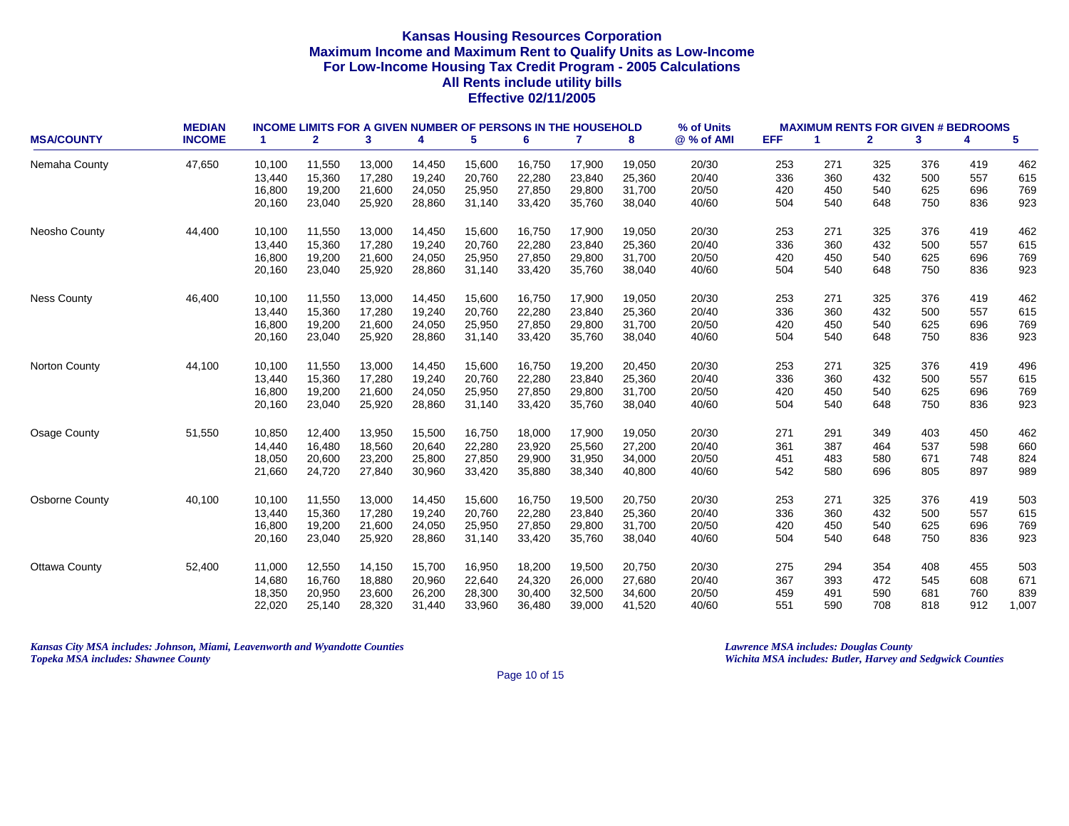# Kansas Housing Resources Corporation
## Maximum Income and Maximum Rent to Qualify Units as Low-Income
## For Low-Income Housing Tax Credit Program - 2005 Calculations
## All Rents include utility bills
## Effective 02/11/2005

| MSA/COUNTY | MEDIAN INCOME | INCOME LIMITS FOR A GIVEN NUMBER OF PERSONS IN THE HOUSEHOLD | | | | | | | | % of Units @ % of AMI | MAXIMUM RENTS FOR GIVEN # BEDROOMS | | | | | |
|---|---|---|---|---|---|---|---|---|---|---|---|---|---|---|---|---|
| | | 1 | 2 | 3 | 4 | 5 | 6 | 7 | 8 | | EFF | 1 | 2 | 3 | 4 | 5 |
| Nemaha County | 47,650 | 10,100 | 11,550 | 13,000 | 14,450 | 15,600 | 16,750 | 17,900 | 19,050 | 20/30 | 253 | 271 | 325 | 376 | 419 | 462 |
| | | 13,440 | 15,360 | 17,280 | 19,240 | 20,760 | 22,280 | 23,840 | 25,360 | 20/40 | 336 | 360 | 432 | 500 | 557 | 615 |
| | | 16,800 | 19,200 | 21,600 | 24,050 | 25,950 | 27,850 | 29,800 | 31,700 | 20/50 | 420 | 450 | 540 | 625 | 696 | 769 |
| | | 20,160 | 23,040 | 25,920 | 28,860 | 31,140 | 33,420 | 35,760 | 38,040 | 40/60 | 504 | 540 | 648 | 750 | 836 | 923 |
| Neosho County | 44,400 | 10,100 | 11,550 | 13,000 | 14,450 | 15,600 | 16,750 | 17,900 | 19,050 | 20/30 | 253 | 271 | 325 | 376 | 419 | 462 |
| | | 13,440 | 15,360 | 17,280 | 19,240 | 20,760 | 22,280 | 23,840 | 25,360 | 20/40 | 336 | 360 | 432 | 500 | 557 | 615 |
| | | 16,800 | 19,200 | 21,600 | 24,050 | 25,950 | 27,850 | 29,800 | 31,700 | 20/50 | 420 | 450 | 540 | 625 | 696 | 769 |
| | | 20,160 | 23,040 | 25,920 | 28,860 | 31,140 | 33,420 | 35,760 | 38,040 | 40/60 | 504 | 540 | 648 | 750 | 836 | 923 |
| Ness County | 46,400 | 10,100 | 11,550 | 13,000 | 14,450 | 15,600 | 16,750 | 17,900 | 19,050 | 20/30 | 253 | 271 | 325 | 376 | 419 | 462 |
| | | 13,440 | 15,360 | 17,280 | 19,240 | 20,760 | 22,280 | 23,840 | 25,360 | 20/40 | 336 | 360 | 432 | 500 | 557 | 615 |
| | | 16,800 | 19,200 | 21,600 | 24,050 | 25,950 | 27,850 | 29,800 | 31,700 | 20/50 | 420 | 450 | 540 | 625 | 696 | 769 |
| | | 20,160 | 23,040 | 25,920 | 28,860 | 31,140 | 33,420 | 35,760 | 38,040 | 40/60 | 504 | 540 | 648 | 750 | 836 | 923 |
| Norton County | 44,100 | 10,100 | 11,550 | 13,000 | 14,450 | 15,600 | 16,750 | 19,200 | 20,450 | 20/30 | 253 | 271 | 325 | 376 | 419 | 496 |
| | | 13,440 | 15,360 | 17,280 | 19,240 | 20,760 | 22,280 | 23,840 | 25,360 | 20/40 | 336 | 360 | 432 | 500 | 557 | 615 |
| | | 16,800 | 19,200 | 21,600 | 24,050 | 25,950 | 27,850 | 29,800 | 31,700 | 20/50 | 420 | 450 | 540 | 625 | 696 | 769 |
| | | 20,160 | 23,040 | 25,920 | 28,860 | 31,140 | 33,420 | 35,760 | 38,040 | 40/60 | 504 | 540 | 648 | 750 | 836 | 923 |
| Osage County | 51,550 | 10,850 | 12,400 | 13,950 | 15,500 | 16,750 | 18,000 | 17,900 | 19,050 | 20/30 | 271 | 291 | 349 | 403 | 450 | 462 |
| | | 14,440 | 16,480 | 18,560 | 20,640 | 22,280 | 23,920 | 25,560 | 27,200 | 20/40 | 361 | 387 | 464 | 537 | 598 | 660 |
| | | 18,050 | 20,600 | 23,200 | 25,800 | 27,850 | 29,900 | 31,950 | 34,000 | 20/50 | 451 | 483 | 580 | 671 | 748 | 824 |
| | | 21,660 | 24,720 | 27,840 | 30,960 | 33,420 | 35,880 | 38,340 | 40,800 | 40/60 | 542 | 580 | 696 | 805 | 897 | 989 |
| Osborne County | 40,100 | 10,100 | 11,550 | 13,000 | 14,450 | 15,600 | 16,750 | 19,500 | 20,750 | 20/30 | 253 | 271 | 325 | 376 | 419 | 503 |
| | | 13,440 | 15,360 | 17,280 | 19,240 | 20,760 | 22,280 | 23,840 | 25,360 | 20/40 | 336 | 360 | 432 | 500 | 557 | 615 |
| | | 16,800 | 19,200 | 21,600 | 24,050 | 25,950 | 27,850 | 29,800 | 31,700 | 20/50 | 420 | 450 | 540 | 625 | 696 | 769 |
| | | 20,160 | 23,040 | 25,920 | 28,860 | 31,140 | 33,420 | 35,760 | 38,040 | 40/60 | 504 | 540 | 648 | 750 | 836 | 923 |
| Ottawa County | 52,400 | 11,000 | 12,550 | 14,150 | 15,700 | 16,950 | 18,200 | 19,500 | 20,750 | 20/30 | 275 | 294 | 354 | 408 | 455 | 503 |
| | | 14,680 | 16,760 | 18,880 | 20,960 | 22,640 | 24,320 | 26,000 | 27,680 | 20/40 | 367 | 393 | 472 | 545 | 608 | 671 |
| | | 18,350 | 20,950 | 23,600 | 26,200 | 28,300 | 30,400 | 32,500 | 34,600 | 20/50 | 459 | 491 | 590 | 681 | 760 | 839 |
| | | 22,020 | 25,140 | 28,320 | 31,440 | 33,960 | 36,480 | 39,000 | 41,520 | 40/60 | 551 | 590 | 708 | 818 | 912 | 1,007 |

*Kansas City MSA includes: Johnson, Miami, Leavenworth and Wyandotte Counties*
*Topeka MSA includes: Shawnee County*

*Lawrence MSA includes: Douglas County*
*Wichita MSA includes: Butler, Harvey and Sedgwick Counties*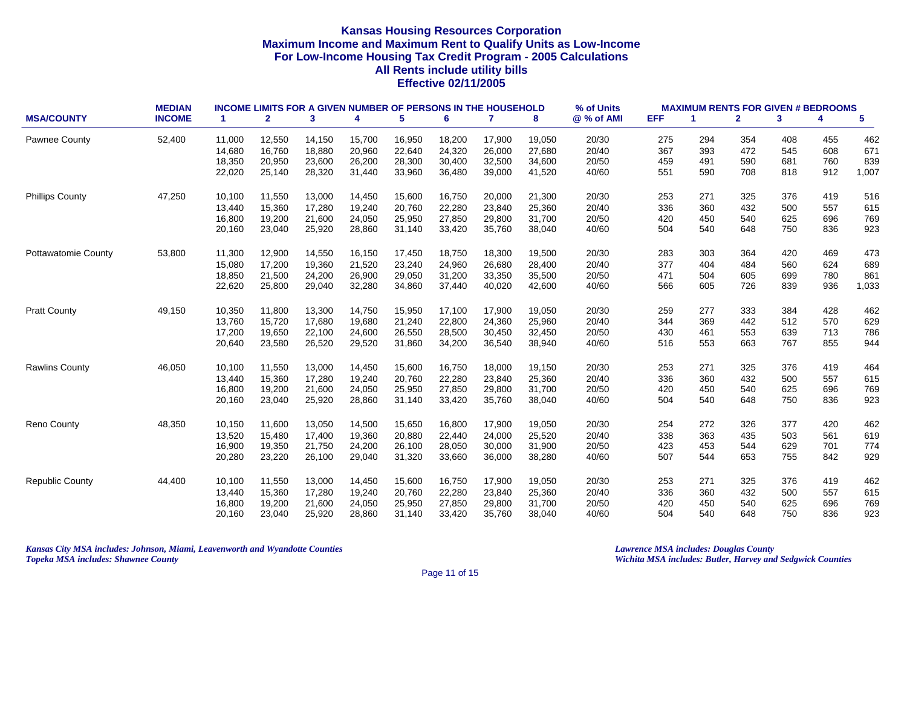# Kansas Housing Resources Corporation

## Maximum Income and Maximum Rent to Qualify Units as Low-Income For Low-Income Housing Tax Credit Program - 2005 Calculations

### All Rents include utility bills

### Effective 02/11/2005

| MSA/COUNTY | MEDIAN INCOME | INCOME LIMITS FOR A GIVEN NUMBER OF PERSONS IN THE HOUSEHOLD | | | | | | | | % of Units | MAXIMUM RENTS FOR GIVEN # BEDROOMS | | | | | |
|---|---|---|---|---|---|---|---|---|---|---|---|---|---|---|---|---|
| | | 1 | 2 | 3 | 4 | 5 | 6 | 7 | 8 | @ % of AMI | EFF | 1 | 2 | 3 | 4 | 5 |
| Pawnee County | 52,400 | 11,000 | 12,550 | 14,150 | 15,700 | 16,950 | 18,200 | 17,900 | 19,050 | 20/30 | 275 | 294 | 354 | 408 | 455 | 462 |
| | | 14,680 | 16,760 | 18,880 | 20,960 | 22,640 | 24,320 | 26,000 | 27,680 | 20/40 | 367 | 393 | 472 | 545 | 608 | 671 |
| | | 18,350 | 20,950 | 23,600 | 26,200 | 28,300 | 30,400 | 32,500 | 34,600 | 20/50 | 459 | 491 | 590 | 681 | 760 | 839 |
| | | 22,020 | 25,140 | 28,320 | 31,440 | 33,960 | 36,480 | 39,000 | 41,520 | 40/60 | 551 | 590 | 708 | 818 | 912 | 1,007 |
| Phillips County | 47,250 | 10,100 | 11,550 | 13,000 | 14,450 | 15,600 | 16,750 | 20,000 | 21,300 | 20/30 | 253 | 271 | 325 | 376 | 419 | 516 |
| | | 13,440 | 15,360 | 17,280 | 19,240 | 20,760 | 22,280 | 23,840 | 25,360 | 20/40 | 336 | 360 | 432 | 500 | 557 | 615 |
| | | 16,800 | 19,200 | 21,600 | 24,050 | 25,950 | 27,850 | 29,800 | 31,700 | 20/50 | 420 | 450 | 540 | 625 | 696 | 769 |
| | | 20,160 | 23,040 | 25,920 | 28,860 | 31,140 | 33,420 | 35,760 | 38,040 | 40/60 | 504 | 540 | 648 | 750 | 836 | 923 |
| Pottawatomie County | 53,800 | 11,300 | 12,900 | 14,550 | 16,150 | 17,450 | 18,750 | 18,300 | 19,500 | 20/30 | 283 | 303 | 364 | 420 | 469 | 473 |
| | | 15,080 | 17,200 | 19,360 | 21,520 | 23,240 | 24,960 | 26,680 | 28,400 | 20/40 | 377 | 404 | 484 | 560 | 624 | 689 |
| | | 18,850 | 21,500 | 24,200 | 26,900 | 29,050 | 31,200 | 33,350 | 35,500 | 20/50 | 471 | 504 | 605 | 699 | 780 | 861 |
| | | 22,620 | 25,800 | 29,040 | 32,280 | 34,860 | 37,440 | 40,020 | 42,600 | 40/60 | 566 | 605 | 726 | 839 | 936 | 1,033 |
| Pratt County | 49,150 | 10,350 | 11,800 | 13,300 | 14,750 | 15,950 | 17,100 | 17,900 | 19,050 | 20/30 | 259 | 277 | 333 | 384 | 428 | 462 |
| | | 13,760 | 15,720 | 17,680 | 19,680 | 21,240 | 22,800 | 24,360 | 25,960 | 20/40 | 344 | 369 | 442 | 512 | 570 | 629 |
| | | 17,200 | 19,650 | 22,100 | 24,600 | 26,550 | 28,500 | 30,450 | 32,450 | 20/50 | 430 | 461 | 553 | 639 | 713 | 786 |
| | | 20,640 | 23,580 | 26,520 | 29,520 | 31,860 | 34,200 | 36,540 | 38,940 | 40/60 | 516 | 553 | 663 | 767 | 855 | 944 |
| Rawlins County | 46,050 | 10,100 | 11,550 | 13,000 | 14,450 | 15,600 | 16,750 | 18,000 | 19,150 | 20/30 | 253 | 271 | 325 | 376 | 419 | 464 |
| | | 13,440 | 15,360 | 17,280 | 19,240 | 20,760 | 22,280 | 23,840 | 25,360 | 20/40 | 336 | 360 | 432 | 500 | 557 | 615 |
| | | 16,800 | 19,200 | 21,600 | 24,050 | 25,950 | 27,850 | 29,800 | 31,700 | 20/50 | 420 | 450 | 540 | 625 | 696 | 769 |
| | | 20,160 | 23,040 | 25,920 | 28,860 | 31,140 | 33,420 | 35,760 | 38,040 | 40/60 | 504 | 540 | 648 | 750 | 836 | 923 |
| Reno County | 48,350 | 10,150 | 11,600 | 13,050 | 14,500 | 15,650 | 16,800 | 17,900 | 19,050 | 20/30 | 254 | 272 | 326 | 377 | 420 | 462 |
| | | 13,520 | 15,480 | 17,400 | 19,360 | 20,880 | 22,440 | 24,000 | 25,520 | 20/40 | 338 | 363 | 435 | 503 | 561 | 619 |
| | | 16,900 | 19,350 | 21,750 | 24,200 | 26,100 | 28,050 | 30,000 | 31,900 | 20/50 | 423 | 453 | 544 | 629 | 701 | 774 |
| | | 20,280 | 23,220 | 26,100 | 29,040 | 31,320 | 33,660 | 36,000 | 38,280 | 40/60 | 507 | 544 | 653 | 755 | 842 | 929 |
| Republic County | 44,400 | 10,100 | 11,550 | 13,000 | 14,450 | 15,600 | 16,750 | 17,900 | 19,050 | 20/30 | 253 | 271 | 325 | 376 | 419 | 462 |
| | | 13,440 | 15,360 | 17,280 | 19,240 | 20,760 | 22,280 | 23,840 | 25,360 | 20/40 | 336 | 360 | 432 | 500 | 557 | 615 |
| | | 16,800 | 19,200 | 21,600 | 24,050 | 25,950 | 27,850 | 29,800 | 31,700 | 20/50 | 420 | 450 | 540 | 625 | 696 | 769 |
| | | 20,160 | 23,040 | 25,920 | 28,860 | 31,140 | 33,420 | 35,760 | 38,040 | 40/60 | 504 | 540 | 648 | 750 | 836 | 923 |

*Kansas City MSA includes: Johnson, Miami, Leavenworth and Wyandotte Counties*
*Topeka MSA includes: Shawnee County*

*Lawrence MSA includes: Douglas County*
*Wichita MSA includes: Butler, Harvey and Sedgwick Counties*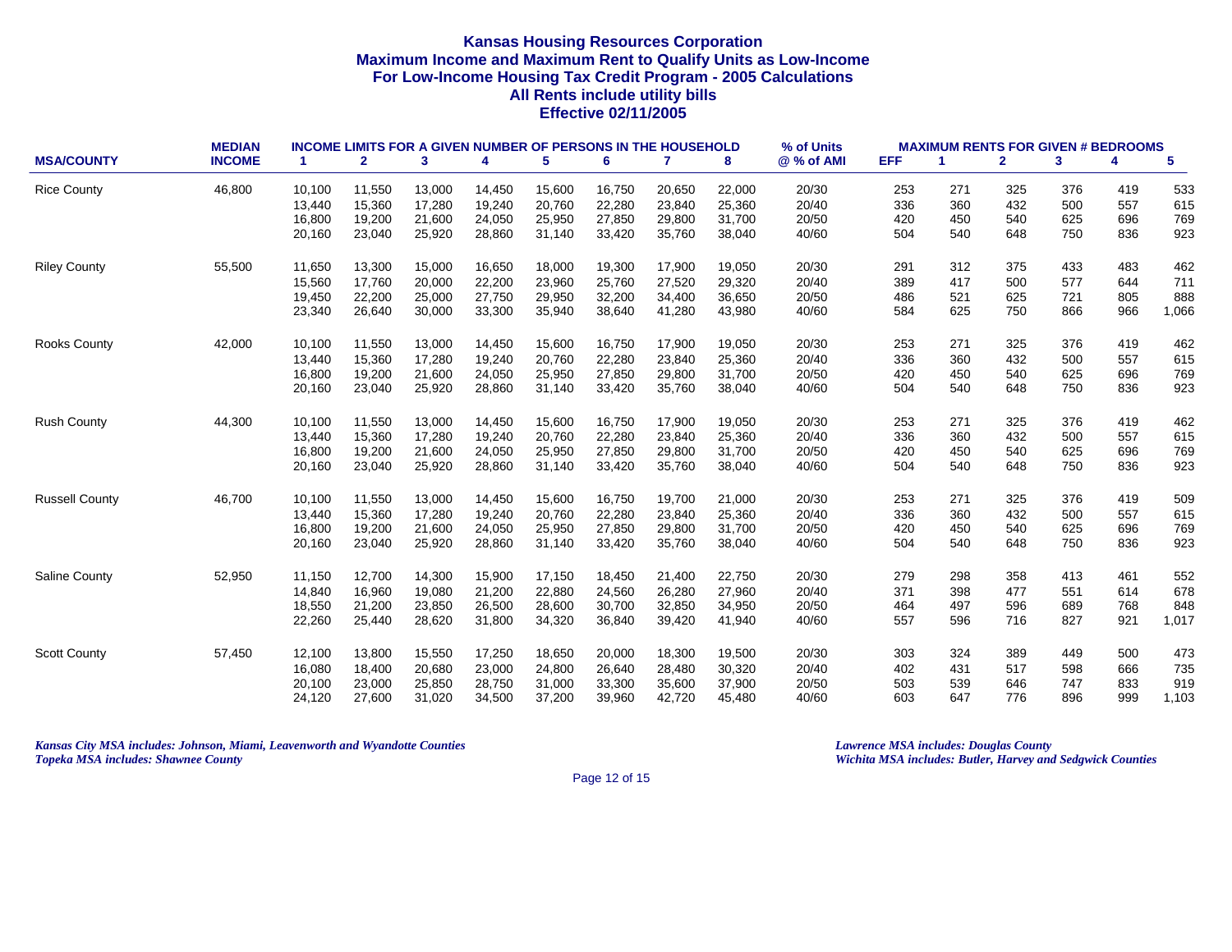# Kansas Housing Resources Corporation
## Maximum Income and Maximum Rent to Qualify Units as Low-Income
## For Low-Income Housing Tax Credit Program - 2005 Calculations
## All Rents include utility bills
## Effective 02/11/2005

| MSA/COUNTY | MEDIAN INCOME | INCOME LIMITS FOR A GIVEN NUMBER OF PERSONS IN THE HOUSEHOLD | | | | | | | | % of Units @ % of AMI | MAXIMUM RENTS FOR GIVEN # BEDROOMS | | | | | |
|---|---|---|---|---|---|---|---|---|---|---|---|---|---|---|---|---|
| | | 1 | 2 | 3 | 4 | 5 | 6 | 7 | 8 | | EFF | 1 | 2 | 3 | 4 | 5 |
| Rice County | 46,800 | 10,100 | 11,550 | 13,000 | 14,450 | 15,600 | 16,750 | 20,650 | 22,000 | 20/30 | 253 | 271 | 325 | 376 | 419 | 533 |
| | | 13,440 | 15,360 | 17,280 | 19,240 | 20,760 | 22,280 | 23,840 | 25,360 | 20/40 | 336 | 360 | 432 | 500 | 557 | 615 |
| | | 16,800 | 19,200 | 21,600 | 24,050 | 25,950 | 27,850 | 29,800 | 31,700 | 20/50 | 420 | 450 | 540 | 625 | 696 | 769 |
| | | 20,160 | 23,040 | 25,920 | 28,860 | 31,140 | 33,420 | 35,760 | 38,040 | 40/60 | 504 | 540 | 648 | 750 | 836 | 923 |
| Riley County | 55,500 | 11,650 | 13,300 | 15,000 | 16,650 | 18,000 | 19,300 | 17,900 | 19,050 | 20/30 | 291 | 312 | 375 | 433 | 483 | 462 |
| | | 15,560 | 17,760 | 20,000 | 22,200 | 23,960 | 25,760 | 27,520 | 29,320 | 20/40 | 389 | 417 | 500 | 577 | 644 | 711 |
| | | 19,450 | 22,200 | 25,000 | 27,750 | 29,950 | 32,200 | 34,400 | 36,650 | 20/50 | 486 | 521 | 625 | 721 | 805 | 888 |
| | | 23,340 | 26,640 | 30,000 | 33,300 | 35,940 | 38,640 | 41,280 | 43,980 | 40/60 | 584 | 625 | 750 | 866 | 966 | 1,066 |
| Rooks County | 42,000 | 10,100 | 11,550 | 13,000 | 14,450 | 15,600 | 16,750 | 17,900 | 19,050 | 20/30 | 253 | 271 | 325 | 376 | 419 | 462 |
| | | 13,440 | 15,360 | 17,280 | 19,240 | 20,760 | 22,280 | 23,840 | 25,360 | 20/40 | 336 | 360 | 432 | 500 | 557 | 615 |
| | | 16,800 | 19,200 | 21,600 | 24,050 | 25,950 | 27,850 | 29,800 | 31,700 | 20/50 | 420 | 450 | 540 | 625 | 696 | 769 |
| | | 20,160 | 23,040 | 25,920 | 28,860 | 31,140 | 33,420 | 35,760 | 38,040 | 40/60 | 504 | 540 | 648 | 750 | 836 | 923 |
| Rush County | 44,300 | 10,100 | 11,550 | 13,000 | 14,450 | 15,600 | 16,750 | 17,900 | 19,050 | 20/30 | 253 | 271 | 325 | 376 | 419 | 462 |
| | | 13,440 | 15,360 | 17,280 | 19,240 | 20,760 | 22,280 | 23,840 | 25,360 | 20/40 | 336 | 360 | 432 | 500 | 557 | 615 |
| | | 16,800 | 19,200 | 21,600 | 24,050 | 25,950 | 27,850 | 29,800 | 31,700 | 20/50 | 420 | 450 | 540 | 625 | 696 | 769 |
| | | 20,160 | 23,040 | 25,920 | 28,860 | 31,140 | 33,420 | 35,760 | 38,040 | 40/60 | 504 | 540 | 648 | 750 | 836 | 923 |
| Russell County | 46,700 | 10,100 | 11,550 | 13,000 | 14,450 | 15,600 | 16,750 | 19,700 | 21,000 | 20/30 | 253 | 271 | 325 | 376 | 419 | 509 |
| | | 13,440 | 15,360 | 17,280 | 19,240 | 20,760 | 22,280 | 23,840 | 25,360 | 20/40 | 336 | 360 | 432 | 500 | 557 | 615 |
| | | 16,800 | 19,200 | 21,600 | 24,050 | 25,950 | 27,850 | 29,800 | 31,700 | 20/50 | 420 | 450 | 540 | 625 | 696 | 769 |
| | | 20,160 | 23,040 | 25,920 | 28,860 | 31,140 | 33,420 | 35,760 | 38,040 | 40/60 | 504 | 540 | 648 | 750 | 836 | 923 |
| Saline County | 52,950 | 11,150 | 12,700 | 14,300 | 15,900 | 17,150 | 18,450 | 21,400 | 22,750 | 20/30 | 279 | 298 | 358 | 413 | 461 | 552 |
| | | 14,840 | 16,960 | 19,080 | 21,200 | 22,880 | 24,560 | 26,280 | 27,960 | 20/40 | 371 | 398 | 477 | 551 | 614 | 678 |
| | | 18,550 | 21,200 | 23,850 | 26,500 | 28,600 | 30,700 | 32,850 | 34,950 | 20/50 | 464 | 497 | 596 | 689 | 768 | 848 |
| | | 22,260 | 25,440 | 28,620 | 31,800 | 34,320 | 36,840 | 39,420 | 41,940 | 40/60 | 557 | 596 | 716 | 827 | 921 | 1,017 |
| Scott County | 57,450 | 12,100 | 13,800 | 15,550 | 17,250 | 18,650 | 20,000 | 18,300 | 19,500 | 20/30 | 303 | 324 | 389 | 449 | 500 | 473 |
| | | 16,080 | 18,400 | 20,680 | 23,000 | 24,800 | 26,640 | 28,480 | 30,320 | 20/40 | 402 | 431 | 517 | 598 | 666 | 735 |
| | | 20,100 | 23,000 | 25,850 | 28,750 | 31,000 | 33,300 | 35,600 | 37,900 | 20/50 | 503 | 539 | 646 | 747 | 833 | 919 |
| | | 24,120 | 27,600 | 31,020 | 34,500 | 37,200 | 39,960 | 42,720 | 45,480 | 40/60 | 603 | 647 | 776 | 896 | 999 | 1,103 |

*Kansas City MSA includes: Johnson, Miami, Leavenworth and Wyandotte Counties*
*Topeka MSA includes: Shawnee County*

*Lawrence MSA includes: Douglas County*
*Wichita MSA includes: Butler, Harvey and Sedgwick Counties*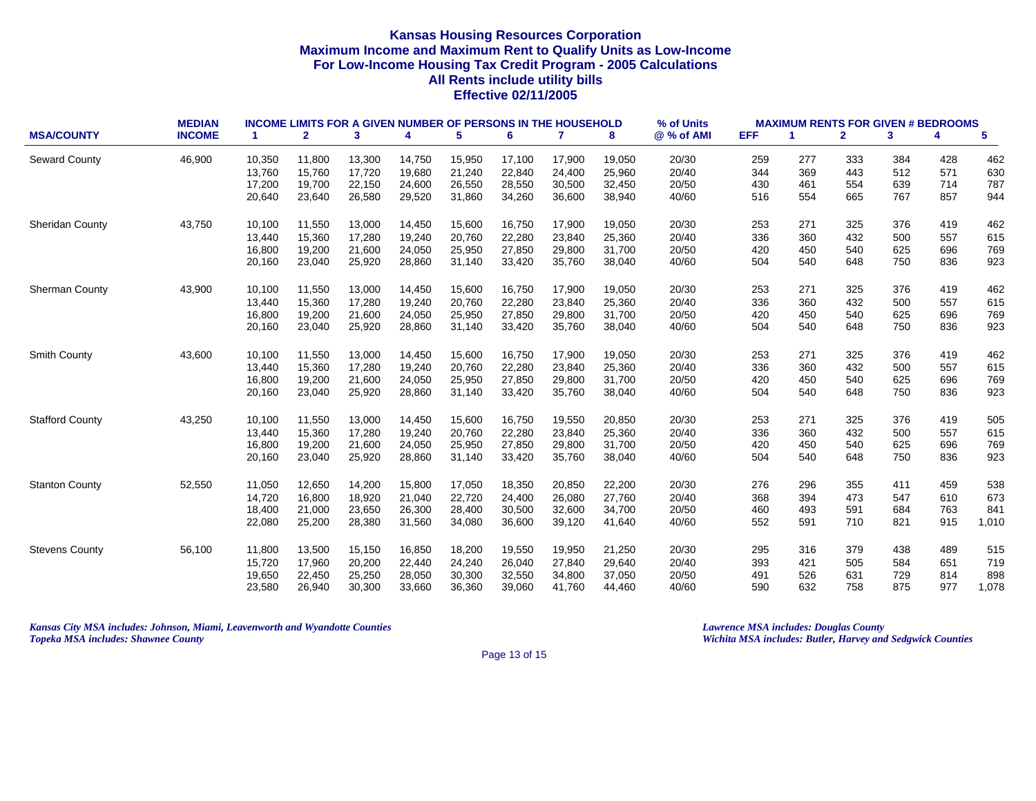# Kansas Housing Resources Corporation
## Maximum Income and Maximum Rent to Qualify Units as Low-Income
## For Low-Income Housing Tax Credit Program - 2005 Calculations
## All Rents include utility bills
## Effective 02/11/2005

| MSA/COUNTY | MEDIAN INCOME | INCOME LIMITS FOR A GIVEN NUMBER OF PERSONS IN THE HOUSEHOLD | | | | | | | | % of Units @ % of AMI | MAXIMUM RENTS FOR GIVEN # BEDROOMS | | | | | |
|---|---|---|---|---|---|---|---|---|---|---|---|---|---|---|---|---|
| | | 1 | 2 | 3 | 4 | 5 | 6 | 7 | 8 | | EFF | 1 | 2 | 3 | 4 | 5 |
| Seward County | 46,900 | 10,350 | 11,800 | 13,300 | 14,750 | 15,950 | 17,100 | 17,900 | 19,050 | 20/30 | 259 | 277 | 333 | 384 | 428 | 462 |
| | | 13,760 | 15,760 | 17,720 | 19,680 | 21,240 | 22,840 | 24,400 | 25,960 | 20/40 | 344 | 369 | 443 | 512 | 571 | 630 |
| | | 17,200 | 19,700 | 22,150 | 24,600 | 26,550 | 28,550 | 30,500 | 32,450 | 20/50 | 430 | 461 | 554 | 639 | 714 | 787 |
| | | 20,640 | 23,640 | 26,580 | 29,520 | 31,860 | 34,260 | 36,600 | 38,940 | 40/60 | 516 | 554 | 665 | 767 | 857 | 944 |
| Sheridan County | 43,750 | 10,100 | 11,550 | 13,000 | 14,450 | 15,600 | 16,750 | 17,900 | 19,050 | 20/30 | 253 | 271 | 325 | 376 | 419 | 462 |
| | | 13,440 | 15,360 | 17,280 | 19,240 | 20,760 | 22,280 | 23,840 | 25,360 | 20/40 | 336 | 360 | 432 | 500 | 557 | 615 |
| | | 16,800 | 19,200 | 21,600 | 24,050 | 25,950 | 27,850 | 29,800 | 31,700 | 20/50 | 420 | 450 | 540 | 625 | 696 | 769 |
| | | 20,160 | 23,040 | 25,920 | 28,860 | 31,140 | 33,420 | 35,760 | 38,040 | 40/60 | 504 | 540 | 648 | 750 | 836 | 923 |
| Sherman County | 43,900 | 10,100 | 11,550 | 13,000 | 14,450 | 15,600 | 16,750 | 17,900 | 19,050 | 20/30 | 253 | 271 | 325 | 376 | 419 | 462 |
| | | 13,440 | 15,360 | 17,280 | 19,240 | 20,760 | 22,280 | 23,840 | 25,360 | 20/40 | 336 | 360 | 432 | 500 | 557 | 615 |
| | | 16,800 | 19,200 | 21,600 | 24,050 | 25,950 | 27,850 | 29,800 | 31,700 | 20/50 | 420 | 450 | 540 | 625 | 696 | 769 |
| | | 20,160 | 23,040 | 25,920 | 28,860 | 31,140 | 33,420 | 35,760 | 38,040 | 40/60 | 504 | 540 | 648 | 750 | 836 | 923 |
| Smith County | 43,600 | 10,100 | 11,550 | 13,000 | 14,450 | 15,600 | 16,750 | 17,900 | 19,050 | 20/30 | 253 | 271 | 325 | 376 | 419 | 462 |
| | | 13,440 | 15,360 | 17,280 | 19,240 | 20,760 | 22,280 | 23,840 | 25,360 | 20/40 | 336 | 360 | 432 | 500 | 557 | 615 |
| | | 16,800 | 19,200 | 21,600 | 24,050 | 25,950 | 27,850 | 29,800 | 31,700 | 20/50 | 420 | 450 | 540 | 625 | 696 | 769 |
| | | 20,160 | 23,040 | 25,920 | 28,860 | 31,140 | 33,420 | 35,760 | 38,040 | 40/60 | 504 | 540 | 648 | 750 | 836 | 923 |
| Stafford County | 43,250 | 10,100 | 11,550 | 13,000 | 14,450 | 15,600 | 16,750 | 19,550 | 20,850 | 20/30 | 253 | 271 | 325 | 376 | 419 | 505 |
| | | 13,440 | 15,360 | 17,280 | 19,240 | 20,760 | 22,280 | 23,840 | 25,360 | 20/40 | 336 | 360 | 432 | 500 | 557 | 615 |
| | | 16,800 | 19,200 | 21,600 | 24,050 | 25,950 | 27,850 | 29,800 | 31,700 | 20/50 | 420 | 450 | 540 | 625 | 696 | 769 |
| | | 20,160 | 23,040 | 25,920 | 28,860 | 31,140 | 33,420 | 35,760 | 38,040 | 40/60 | 504 | 540 | 648 | 750 | 836 | 923 |
| Stanton County | 52,550 | 11,050 | 12,650 | 14,200 | 15,800 | 17,050 | 18,350 | 20,850 | 22,200 | 20/30 | 276 | 296 | 355 | 411 | 459 | 538 |
| | | 14,720 | 16,800 | 18,920 | 21,040 | 22,720 | 24,400 | 26,080 | 27,760 | 20/40 | 368 | 394 | 473 | 547 | 610 | 673 |
| | | 18,400 | 21,000 | 23,650 | 26,300 | 28,400 | 30,500 | 32,600 | 34,700 | 20/50 | 460 | 493 | 591 | 684 | 763 | 841 |
| | | 22,080 | 25,200 | 28,380 | 31,560 | 34,080 | 36,600 | 39,120 | 41,640 | 40/60 | 552 | 591 | 710 | 821 | 915 | 1,010 |
| Stevens County | 56,100 | 11,800 | 13,500 | 15,150 | 16,850 | 18,200 | 19,550 | 19,950 | 21,250 | 20/30 | 295 | 316 | 379 | 438 | 489 | 515 |
| | | 15,720 | 17,960 | 20,200 | 22,440 | 24,240 | 26,040 | 27,840 | 29,640 | 20/40 | 393 | 421 | 505 | 584 | 651 | 719 |
| | | 19,650 | 22,450 | 25,250 | 28,050 | 30,300 | 32,550 | 34,800 | 37,050 | 20/50 | 491 | 526 | 631 | 729 | 814 | 898 |
| | | 23,580 | 26,940 | 30,300 | 33,660 | 36,360 | 39,060 | 41,760 | 44,460 | 40/60 | 590 | 632 | 758 | 875 | 977 | 1,078 |

*Kansas City MSA includes: Johnson, Miami, Leavenworth and Wyandotte Counties*
*Topeka MSA includes: Shawnee County*

*Lawrence MSA includes: Douglas County*
*Wichita MSA includes: Butler, Harvey and Sedgwick Counties*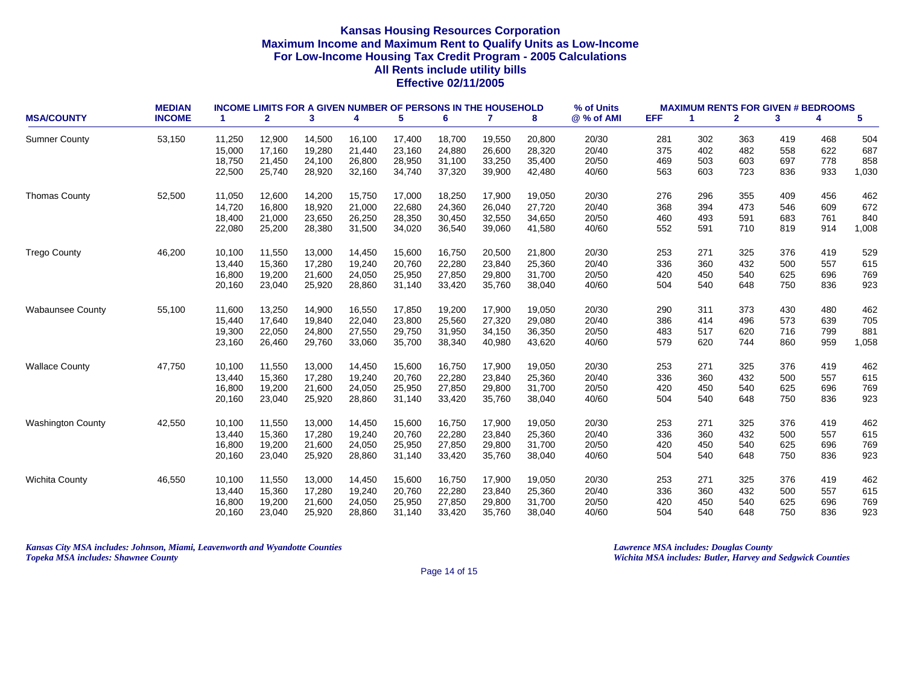# Kansas Housing Resources Corporation
## Maximum Income and Maximum Rent to Qualify Units as Low-Income
## For Low-Income Housing Tax Credit Program - 2005 Calculations
## All Rents include utility bills
## Effective 02/11/2005

| MSA/COUNTY | MEDIAN INCOME | INCOME LIMITS FOR A GIVEN NUMBER OF PERSONS IN THE HOUSEHOLD | | | | | | | | % of Units | MAXIMUM RENTS FOR GIVEN # BEDROOMS | | | | | |
|---|---|---|---|---|---|---|---|---|---|---|---|---|---|---|---|---|
| | | 1 | 2 | 3 | 4 | 5 | 6 | 7 | 8 | @ % of AMI | EFF | 1 | 2 | 3 | 4 | 5 |
| Sumner County | 53,150 | 11,250 | 12,900 | 14,500 | 16,100 | 17,400 | 18,700 | 19,550 | 20,800 | 20/30 | 281 | 302 | 363 | 419 | 468 | 504 |
| | | 15,000 | 17,160 | 19,280 | 21,440 | 23,160 | 24,880 | 26,600 | 28,320 | 20/40 | 375 | 402 | 482 | 558 | 622 | 687 |
| | | 18,750 | 21,450 | 24,100 | 26,800 | 28,950 | 31,100 | 33,250 | 35,400 | 20/50 | 469 | 503 | 603 | 697 | 778 | 858 |
| | | 22,500 | 25,740 | 28,920 | 32,160 | 34,740 | 37,320 | 39,900 | 42,480 | 40/60 | 563 | 603 | 723 | 836 | 933 | 1,030 |
| Thomas County | 52,500 | 11,050 | 12,600 | 14,200 | 15,750 | 17,000 | 18,250 | 17,900 | 19,050 | 20/30 | 276 | 296 | 355 | 409 | 456 | 462 |
| | | 14,720 | 16,800 | 18,920 | 21,000 | 22,680 | 24,360 | 26,040 | 27,720 | 20/40 | 368 | 394 | 473 | 546 | 609 | 672 |
| | | 18,400 | 21,000 | 23,650 | 26,250 | 28,350 | 30,450 | 32,550 | 34,650 | 20/50 | 460 | 493 | 591 | 683 | 761 | 840 |
| | | 22,080 | 25,200 | 28,380 | 31,500 | 34,020 | 36,540 | 39,060 | 41,580 | 40/60 | 552 | 591 | 710 | 819 | 914 | 1,008 |
| Trego County | 46,200 | 10,100 | 11,550 | 13,000 | 14,450 | 15,600 | 16,750 | 20,500 | 21,800 | 20/30 | 253 | 271 | 325 | 376 | 419 | 529 |
| | | 13,440 | 15,360 | 17,280 | 19,240 | 20,760 | 22,280 | 23,840 | 25,360 | 20/40 | 336 | 360 | 432 | 500 | 557 | 615 |
| | | 16,800 | 19,200 | 21,600 | 24,050 | 25,950 | 27,850 | 29,800 | 31,700 | 20/50 | 420 | 450 | 540 | 625 | 696 | 769 |
| | | 20,160 | 23,040 | 25,920 | 28,860 | 31,140 | 33,420 | 35,760 | 38,040 | 40/60 | 504 | 540 | 648 | 750 | 836 | 923 |
| Wabaunsee County | 55,100 | 11,600 | 13,250 | 14,900 | 16,550 | 17,850 | 19,200 | 17,900 | 19,050 | 20/30 | 290 | 311 | 373 | 430 | 480 | 462 |
| | | 15,440 | 17,640 | 19,840 | 22,040 | 23,800 | 25,560 | 27,320 | 29,080 | 20/40 | 386 | 414 | 496 | 573 | 639 | 705 |
| | | 19,300 | 22,050 | 24,800 | 27,550 | 29,750 | 31,950 | 34,150 | 36,350 | 20/50 | 483 | 517 | 620 | 716 | 799 | 881 |
| | | 23,160 | 26,460 | 29,760 | 33,060 | 35,700 | 38,340 | 40,980 | 43,620 | 40/60 | 579 | 620 | 744 | 860 | 959 | 1,058 |
| Wallace County | 47,750 | 10,100 | 11,550 | 13,000 | 14,450 | 15,600 | 16,750 | 17,900 | 19,050 | 20/30 | 253 | 271 | 325 | 376 | 419 | 462 |
| | | 13,440 | 15,360 | 17,280 | 19,240 | 20,760 | 22,280 | 23,840 | 25,360 | 20/40 | 336 | 360 | 432 | 500 | 557 | 615 |
| | | 16,800 | 19,200 | 21,600 | 24,050 | 25,950 | 27,850 | 29,800 | 31,700 | 20/50 | 420 | 450 | 540 | 625 | 696 | 769 |
| | | 20,160 | 23,040 | 25,920 | 28,860 | 31,140 | 33,420 | 35,760 | 38,040 | 40/60 | 504 | 540 | 648 | 750 | 836 | 923 |
| Washington County | 42,550 | 10,100 | 11,550 | 13,000 | 14,450 | 15,600 | 16,750 | 17,900 | 19,050 | 20/30 | 253 | 271 | 325 | 376 | 419 | 462 |
| | | 13,440 | 15,360 | 17,280 | 19,240 | 20,760 | 22,280 | 23,840 | 25,360 | 20/40 | 336 | 360 | 432 | 500 | 557 | 615 |
| | | 16,800 | 19,200 | 21,600 | 24,050 | 25,950 | 27,850 | 29,800 | 31,700 | 20/50 | 420 | 450 | 540 | 625 | 696 | 769 |
| | | 20,160 | 23,040 | 25,920 | 28,860 | 31,140 | 33,420 | 35,760 | 38,040 | 40/60 | 504 | 540 | 648 | 750 | 836 | 923 |
| Wichita County | 46,550 | 10,100 | 11,550 | 13,000 | 14,450 | 15,600 | 16,750 | 17,900 | 19,050 | 20/30 | 253 | 271 | 325 | 376 | 419 | 462 |
| | | 13,440 | 15,360 | 17,280 | 19,240 | 20,760 | 22,280 | 23,840 | 25,360 | 20/40 | 336 | 360 | 432 | 500 | 557 | 615 |
| | | 16,800 | 19,200 | 21,600 | 24,050 | 25,950 | 27,850 | 29,800 | 31,700 | 20/50 | 420 | 450 | 540 | 625 | 696 | 769 |
| | | 20,160 | 23,040 | 25,920 | 28,860 | 31,140 | 33,420 | 35,760 | 38,040 | 40/60 | 504 | 540 | 648 | 750 | 836 | 923 |

*Kansas City MSA includes: Johnson, Miami, Leavenworth and Wyandotte Counties*
*Topeka MSA includes: Shawnee County*

*Lawrence MSA includes: Douglas County*
*Wichita MSA includes: Butler, Harvey and Sedgwick Counties*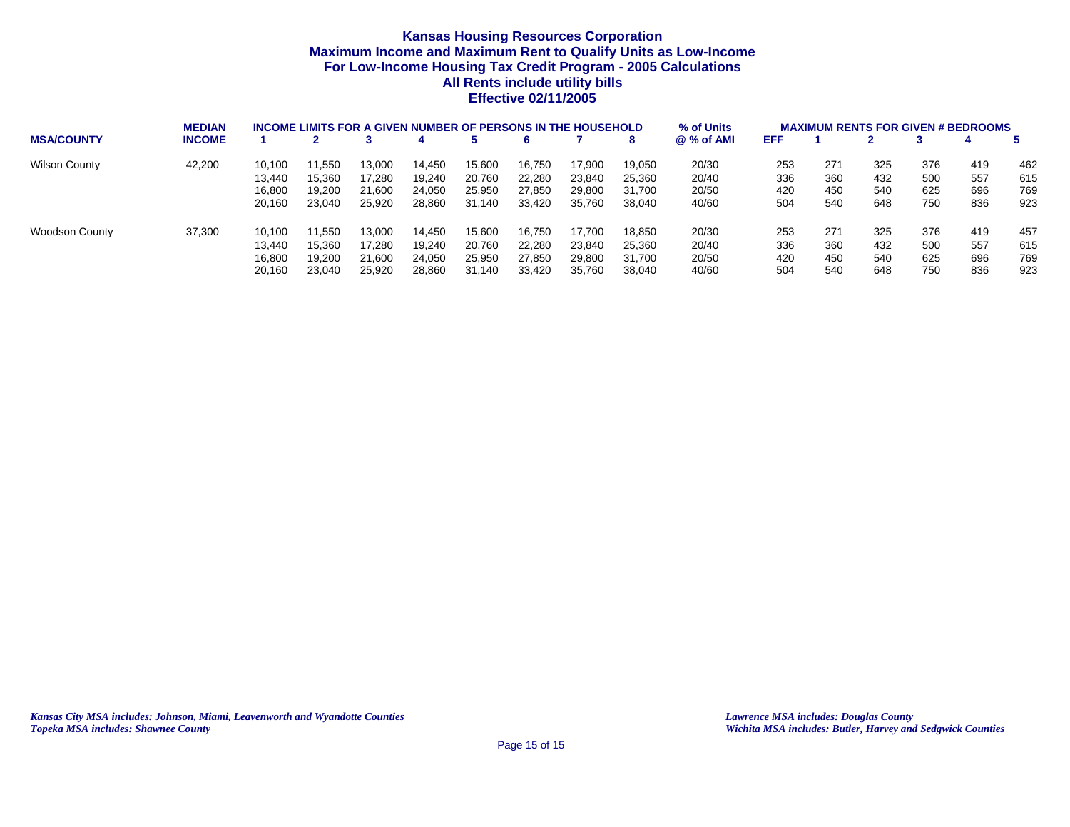# Kansas Housing Resources Corporation
## Maximum Income and Maximum Rent to Qualify Units as Low-Income
## For Low-Income Housing Tax Credit Program - 2005 Calculations
## All Rents include utility bills
## Effective 02/11/2005

| MSA/COUNTY | MEDIAN INCOME | INCOME LIMITS FOR A GIVEN NUMBER OF PERSONS IN THE HOUSEHOLD | | | | | | | | % of Units | MAXIMUM RENTS FOR GIVEN # BEDROOMS | | | | | |
|---|---|---|---|---|---|---|---|---|---|---|---|---|---|---|---|---|
| | | 1 | 2 | 3 | 4 | 5 | 6 | 7 | 8 | @ % of AMI | EFF | 1 | 2 | 3 | 4 | 5 |
| Wilson County | 42,200 | 10,100 | 11,550 | 13,000 | 14,450 | 15,600 | 16,750 | 17,900 | 19,050 | 20/30 | 253 | 271 | 325 | 376 | 419 | 462 |
| | | 13,440 | 15,360 | 17,280 | 19,240 | 20,760 | 22,280 | 23,840 | 25,360 | 20/40 | 336 | 360 | 432 | 500 | 557 | 615 |
| | | 16,800 | 19,200 | 21,600 | 24,050 | 25,950 | 27,850 | 29,800 | 31,700 | 20/50 | 420 | 450 | 540 | 625 | 696 | 769 |
| | | 20,160 | 23,040 | 25,920 | 28,860 | 31,140 | 33,420 | 35,760 | 38,040 | 40/60 | 504 | 540 | 648 | 750 | 836 | 923 |
| Woodson County | 37,300 | 10,100 | 11,550 | 13,000 | 14,450 | 15,600 | 16,750 | 17,700 | 18,850 | 20/30 | 253 | 271 | 325 | 376 | 419 | 457 |
| | | 13,440 | 15,360 | 17,280 | 19,240 | 20,760 | 22,280 | 23,840 | 25,360 | 20/40 | 336 | 360 | 432 | 500 | 557 | 615 |
| | | 16,800 | 19,200 | 21,600 | 24,050 | 25,950 | 27,850 | 29,800 | 31,700 | 20/50 | 420 | 450 | 540 | 625 | 696 | 769 |
| | | 20,160 | 23,040 | 25,920 | 28,860 | 31,140 | 33,420 | 35,760 | 38,040 | 40/60 | 504 | 540 | 648 | 750 | 836 | 923 |

*Kansas City MSA includes: Johnson, Miami, Leavenworth and Wyandotte Counties*
*Topeka MSA includes: Shawnee County*

*Lawrence MSA includes: Douglas County*
*Wichita MSA includes: Butler, Harvey and Sedgwick Counties*